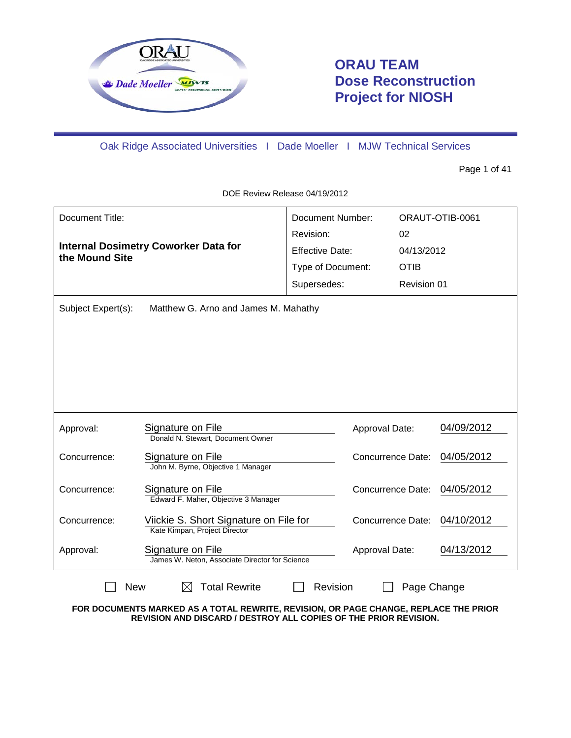# ORAU TEAM
# Dose Reconstruction Project for NIOSH

Oak Ridge Associated Universities I Dade Moeller I MJW Technical Services

DOE Review Release 04/19/2012

| Document Title: | | Document Number: | ORAUT-OTIB-0061 |
|---|---|---|---|
| **Internal Dosimetry Coworker Data for the Mound Site** | | Revision: | 02 |
| | | Effective Date: | 04/13/2012 |
| | | Type of Document: | OTIB |
| | | Supersedes: | Revision 01 |

Subject Expert(s): Matthew G. Arno and James M. Mahathy

| | | | |
|---|---|---|---|
| Approval: | Signature on File<br>Donald N. Stewart, Document Owner | Approval Date: | 04/09/2012 |
| Concurrence: | Signature on File<br>John M. Byrne, Objective 1 Manager | Concurrence Date: | 04/05/2012 |
| Concurrence: | Signature on File<br>Edward F. Maher, Objective 3 Manager | Concurrence Date: | 04/05/2012 |
| Concurrence: | Viickie S. Short Signature on File for<br>Kate Kimpan, Project Director | Concurrence Date: | 04/10/2012 |
| Approval: | Signature on File<br>James W. Neton, Associate Director for Science | Approval Date: | 04/13/2012 |

☐ New ☒ Total Rewrite ☐ Revision ☐ Page Change

**FOR DOCUMENTS MARKED AS A TOTAL REWRITE, REVISION, OR PAGE CHANGE, REPLACE THE PRIOR REVISION AND DISCARD / DESTROY ALL COPIES OF THE PRIOR REVISION.**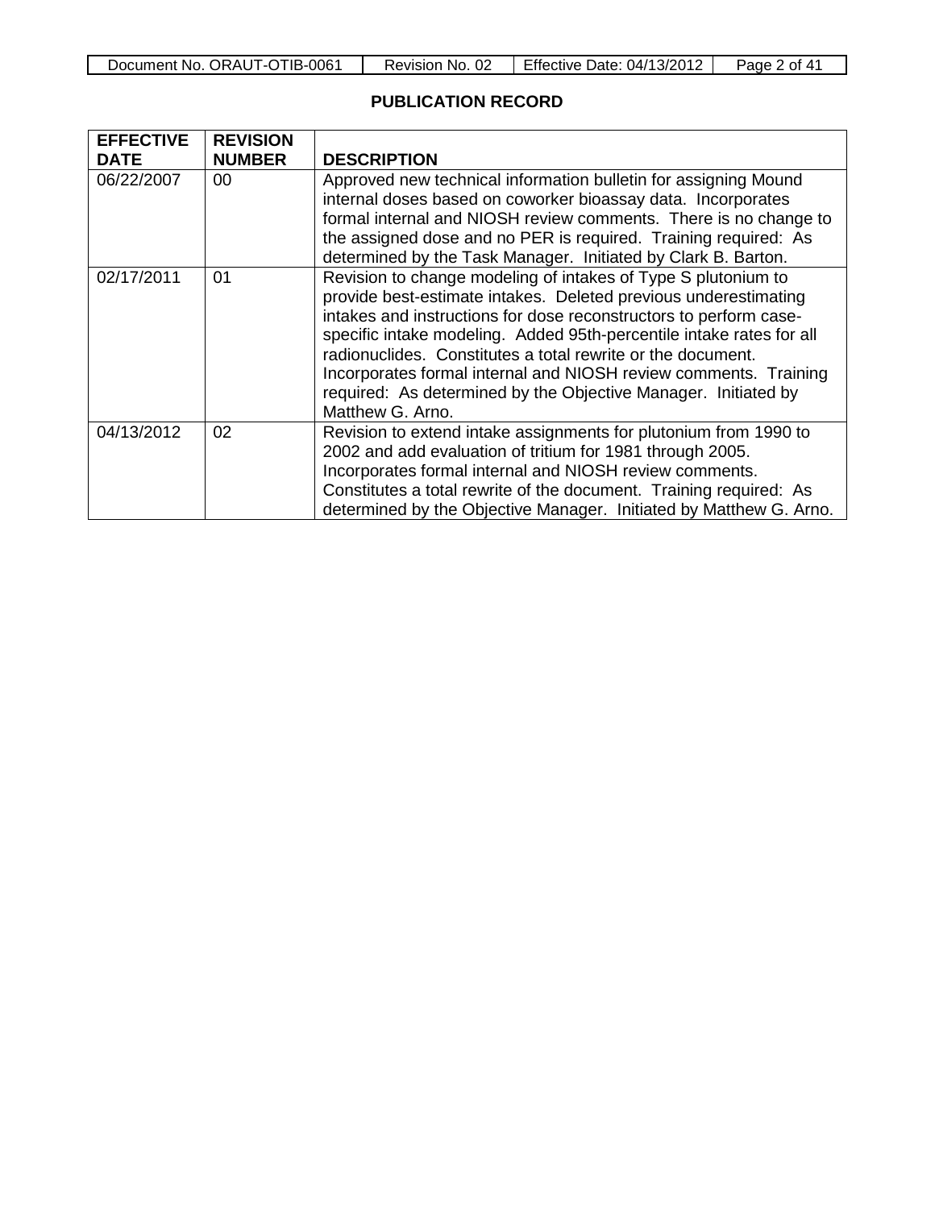## PUBLICATION RECORD

| EFFECTIVE DATE | REVISION NUMBER | DESCRIPTION |
|---|---|---|
| 06/22/2007 | 00 | Approved new technical information bulletin for assigning Mound internal doses based on coworker bioassay data. Incorporates formal internal and NIOSH review comments. There is no change to the assigned dose and no PER is required. Training required: As determined by the Task Manager. Initiated by Clark B. Barton. |
| 02/17/2011 | 01 | Revision to change modeling of intakes of Type S plutonium to provide best-estimate intakes. Deleted previous underestimating intakes and instructions for dose reconstructors to perform case-specific intake modeling. Added 95th-percentile intake rates for all radionuclides. Constitutes a total rewrite or the document. Incorporates formal internal and NIOSH review comments. Training required: As determined by the Objective Manager. Initiated by Matthew G. Arno. |
| 04/13/2012 | 02 | Revision to extend intake assignments for plutonium from 1990 to 2002 and add evaluation of tritium for 1981 through 2005. Incorporates formal internal and NIOSH review comments. Constitutes a total rewrite of the document. Training required: As determined by the Objective Manager. Initiated by Matthew G. Arno. |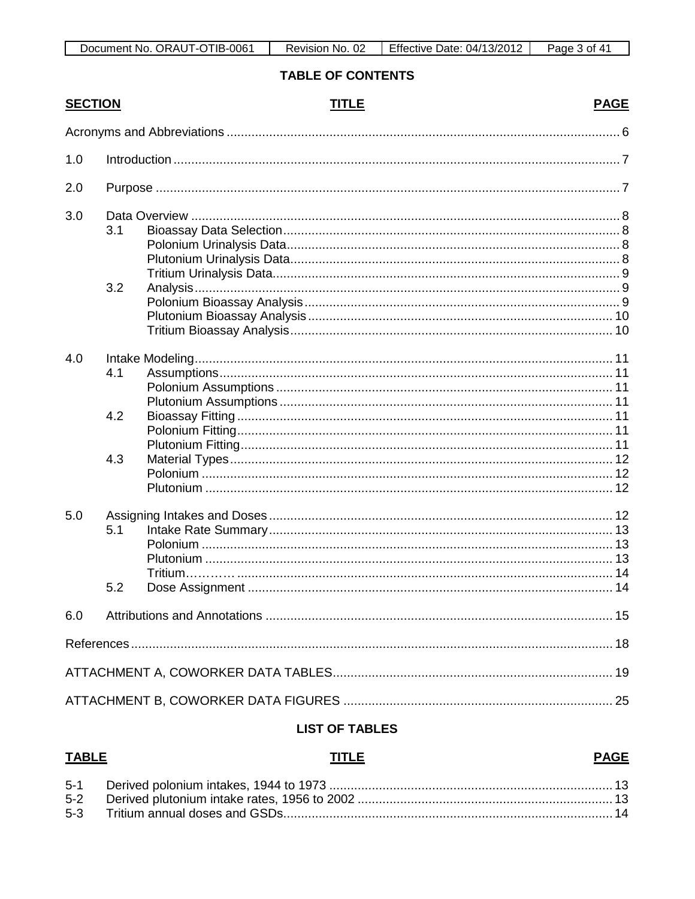## TABLE OF CONTENTS

| SECTION | | TITLE | PAGE |
|---|---|---|---|
| Acronyms and Abbreviations | | | 6 |
| 1.0 | | Introduction | 7 |
| 2.0 | | Purpose | 7 |
| 3.0 | | Data Overview | 8 |
| | 3.1 | Bioassay Data Selection | 8 |
| | | Polonium Urinalysis Data | 8 |
| | | Plutonium Urinalysis Data | 8 |
| | | Tritium Urinalysis Data | 9 |
| | 3.2 | Analysis | 9 |
| | | Polonium Bioassay Analysis | 9 |
| | | Plutonium Bioassay Analysis | 10 |
| | | Tritium Bioassay Analysis | 10 |
| 4.0 | | Intake Modeling | 11 |
| | 4.1 | Assumptions | 11 |
| | | Polonium Assumptions | 11 |
| | | Plutonium Assumptions | 11 |
| | 4.2 | Bioassay Fitting | 11 |
| | | Polonium Fitting | 11 |
| | | Plutonium Fitting | 11 |
| | 4.3 | Material Types | 12 |
| | | Polonium | 12 |
| | | Plutonium | 12 |
| 5.0 | | Assigning Intakes and Doses | 12 |
| | 5.1 | Intake Rate Summary | 13 |
| | | Polonium | 13 |
| | | Plutonium | 13 |
| | | Tritium………… | 14 |
| | 5.2 | Dose Assignment | 14 |
| 6.0 | | Attributions and Annotations | 15 |
| References | | | 18 |
| ATTACHMENT A, COWORKER DATA TABLES | | | 19 |
| ATTACHMENT B, COWORKER DATA FIGURES | | | 25 |

## LIST OF TABLES

| TABLE | TITLE | PAGE |
|---|---|---|
| 5-1 | Derived polonium intakes, 1944 to 1973 | 13 |
| 5-2 | Derived plutonium intake rates, 1956 to 2002 | 13 |
| 5-3 | Tritium annual doses and GSDs | 14 |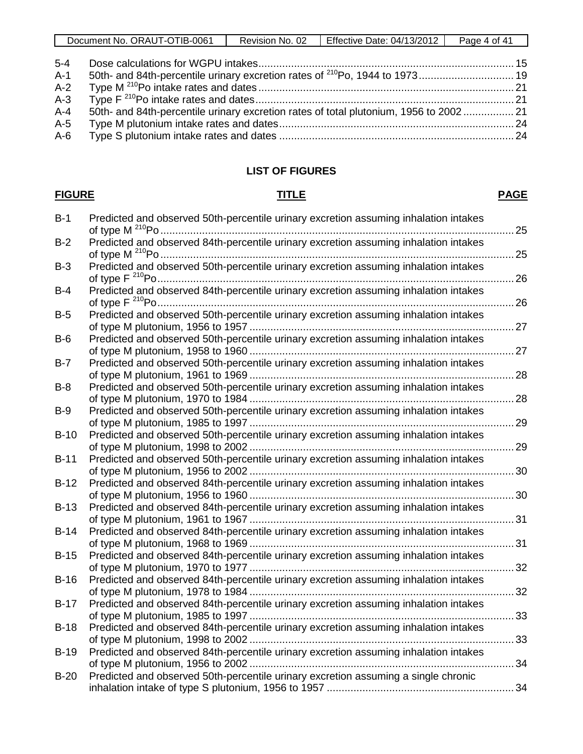| | | |
|---|---|---|
| 5-4 | Dose calculations for WGPU intakes | 15 |
| A-1 | 50th- and 84th-percentile urinary excretion rates of $^{210}$Po, 1944 to 1973 | 19 |
| A-2 | Type M $^{210}$Po intake rates and dates | 21 |
| A-3 | Type F $^{210}$Po intake rates and dates | 21 |
| A-4 | 50th- and 84th-percentile urinary excretion rates of total plutonium, 1956 to 2002 | 21 |
| A-5 | Type M plutonium intake rates and dates | 24 |
| A-6 | Type S plutonium intake rates and dates | 24 |

## LIST OF FIGURES

| FIGURE | TITLE | PAGE |
|---|---|---|
| B-1 | Predicted and observed 50th-percentile urinary excretion assuming inhalation intakes of type M $^{210}$Po | 25 |
| B-2 | Predicted and observed 84th-percentile urinary excretion assuming inhalation intakes of type M $^{210}$Po | 25 |
| B-3 | Predicted and observed 50th-percentile urinary excretion assuming inhalation intakes of type F $^{210}$Po | 26 |
| B-4 | Predicted and observed 84th-percentile urinary excretion assuming inhalation intakes of type F $^{210}$Po | 26 |
| B-5 | Predicted and observed 50th-percentile urinary excretion assuming inhalation intakes of type M plutonium, 1956 to 1957 | 27 |
| B-6 | Predicted and observed 50th-percentile urinary excretion assuming inhalation intakes of type M plutonium, 1958 to 1960 | 27 |
| B-7 | Predicted and observed 50th-percentile urinary excretion assuming inhalation intakes of type M plutonium, 1961 to 1969 | 28 |
| B-8 | Predicted and observed 50th-percentile urinary excretion assuming inhalation intakes of type M plutonium, 1970 to 1984 | 28 |
| B-9 | Predicted and observed 50th-percentile urinary excretion assuming inhalation intakes of type M plutonium, 1985 to 1997 | 29 |
| B-10 | Predicted and observed 50th-percentile urinary excretion assuming inhalation intakes of type M plutonium, 1998 to 2002 | 29 |
| B-11 | Predicted and observed 50th-percentile urinary excretion assuming inhalation intakes of type M plutonium, 1956 to 2002 | 30 |
| B-12 | Predicted and observed 84th-percentile urinary excretion assuming inhalation intakes of type M plutonium, 1956 to 1960 | 30 |
| B-13 | Predicted and observed 84th-percentile urinary excretion assuming inhalation intakes of type M plutonium, 1961 to 1967 | 31 |
| B-14 | Predicted and observed 84th-percentile urinary excretion assuming inhalation intakes of type M plutonium, 1968 to 1969 | 31 |
| B-15 | Predicted and observed 84th-percentile urinary excretion assuming inhalation intakes of type M plutonium, 1970 to 1977 | 32 |
| B-16 | Predicted and observed 84th-percentile urinary excretion assuming inhalation intakes of type M plutonium, 1978 to 1984 | 32 |
| B-17 | Predicted and observed 84th-percentile urinary excretion assuming inhalation intakes of type M plutonium, 1985 to 1997 | 33 |
| B-18 | Predicted and observed 84th-percentile urinary excretion assuming inhalation intakes of type M plutonium, 1998 to 2002 | 33 |
| B-19 | Predicted and observed 84th-percentile urinary excretion assuming inhalation intakes of type M plutonium, 1956 to 2002 | 34 |
| B-20 | Predicted and observed 50th-percentile urinary excretion assuming a single chronic inhalation intake of type S plutonium, 1956 to 1957 | 34 |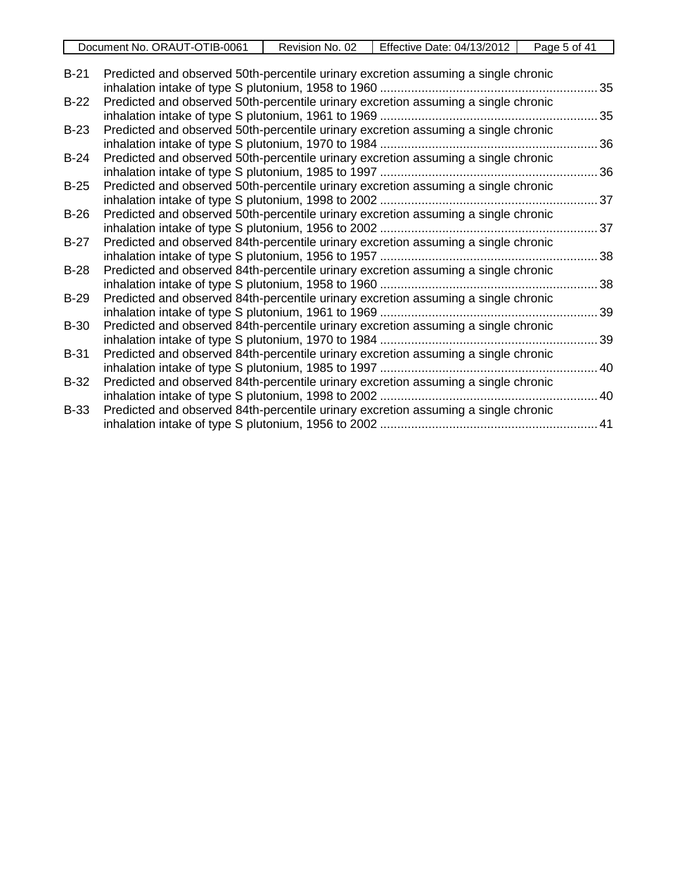| | | |
|---|---|---|
| B-21 | Predicted and observed 50th-percentile urinary excretion assuming a single chronic inhalation intake of type S plutonium, 1958 to 1960 | 35 |
| B-22 | Predicted and observed 50th-percentile urinary excretion assuming a single chronic inhalation intake of type S plutonium, 1961 to 1969 | 35 |
| B-23 | Predicted and observed 50th-percentile urinary excretion assuming a single chronic inhalation intake of type S plutonium, 1970 to 1984 | 36 |
| B-24 | Predicted and observed 50th-percentile urinary excretion assuming a single chronic inhalation intake of type S plutonium, 1985 to 1997 | 36 |
| B-25 | Predicted and observed 50th-percentile urinary excretion assuming a single chronic inhalation intake of type S plutonium, 1998 to 2002 | 37 |
| B-26 | Predicted and observed 50th-percentile urinary excretion assuming a single chronic inhalation intake of type S plutonium, 1956 to 2002 | 37 |
| B-27 | Predicted and observed 84th-percentile urinary excretion assuming a single chronic inhalation intake of type S plutonium, 1956 to 1957 | 38 |
| B-28 | Predicted and observed 84th-percentile urinary excretion assuming a single chronic inhalation intake of type S plutonium, 1958 to 1960 | 38 |
| B-29 | Predicted and observed 84th-percentile urinary excretion assuming a single chronic inhalation intake of type S plutonium, 1961 to 1969 | 39 |
| B-30 | Predicted and observed 84th-percentile urinary excretion assuming a single chronic inhalation intake of type S plutonium, 1970 to 1984 | 39 |
| B-31 | Predicted and observed 84th-percentile urinary excretion assuming a single chronic inhalation intake of type S plutonium, 1985 to 1997 | 40 |
| B-32 | Predicted and observed 84th-percentile urinary excretion assuming a single chronic inhalation intake of type S plutonium, 1998 to 2002 | 40 |
| B-33 | Predicted and observed 84th-percentile urinary excretion assuming a single chronic inhalation intake of type S plutonium, 1956 to 2002 | 41 |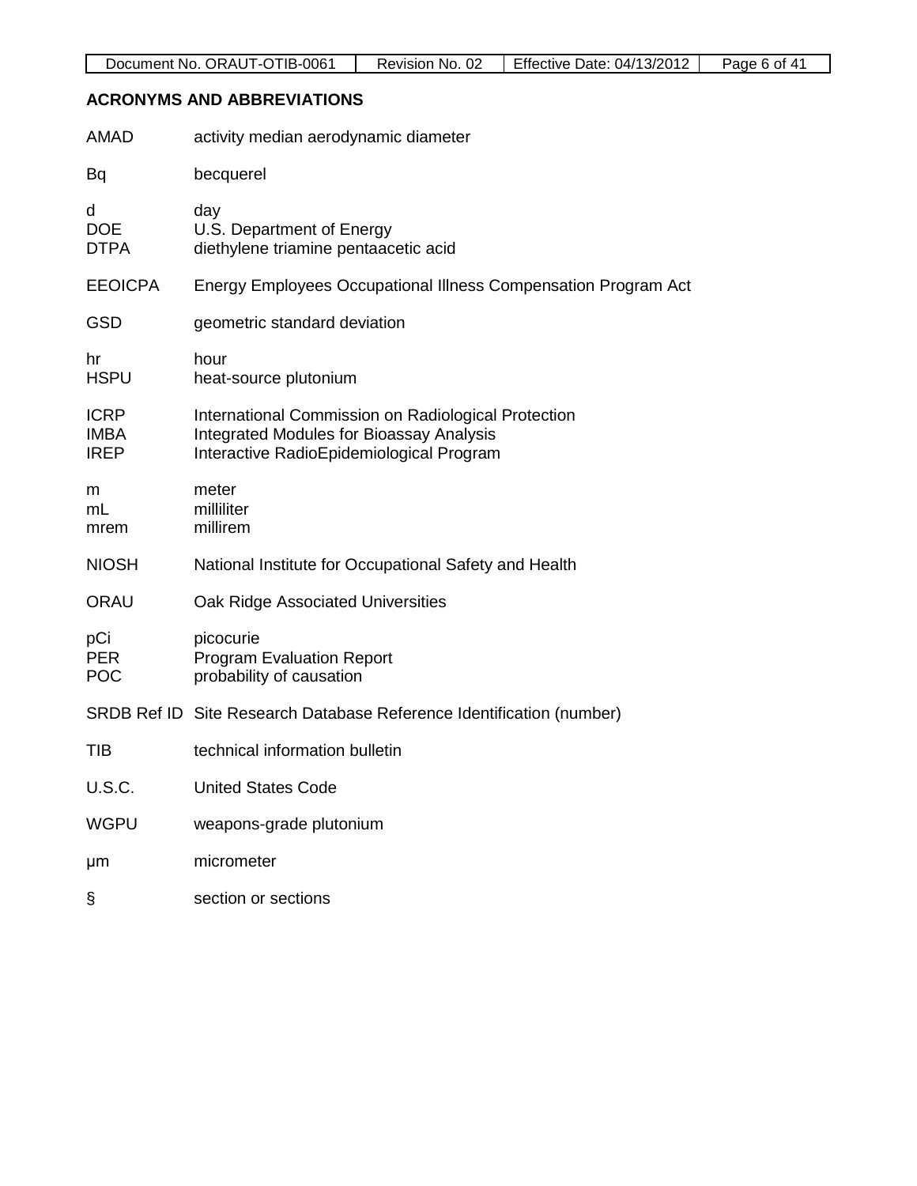## ACRONYMS AND ABBREVIATIONS

| | |
|---|---|
| AMAD | activity median aerodynamic diameter |
| Bq | becquerel |
| d | day |
| DOE | U.S. Department of Energy |
| DTPA | diethylene triamine pentaacetic acid |
| EEOICPA | Energy Employees Occupational Illness Compensation Program Act |
| GSD | geometric standard deviation |
| hr | hour |
| HSPU | heat-source plutonium |
| ICRP | International Commission on Radiological Protection |
| IMBA | Integrated Modules for Bioassay Analysis |
| IREP | Interactive RadioEpidemiological Program |
| m | meter |
| mL | milliliter |
| mrem | millirem |
| NIOSH | National Institute for Occupational Safety and Health |
| ORAU | Oak Ridge Associated Universities |
| pCi | picocurie |
| PER | Program Evaluation Report |
| POC | probability of causation |
| SRDB Ref ID | Site Research Database Reference Identification (number) |
| TIB | technical information bulletin |
| U.S.C. | United States Code |
| WGPU | weapons-grade plutonium |
| μm | micrometer |
| § | section or sections |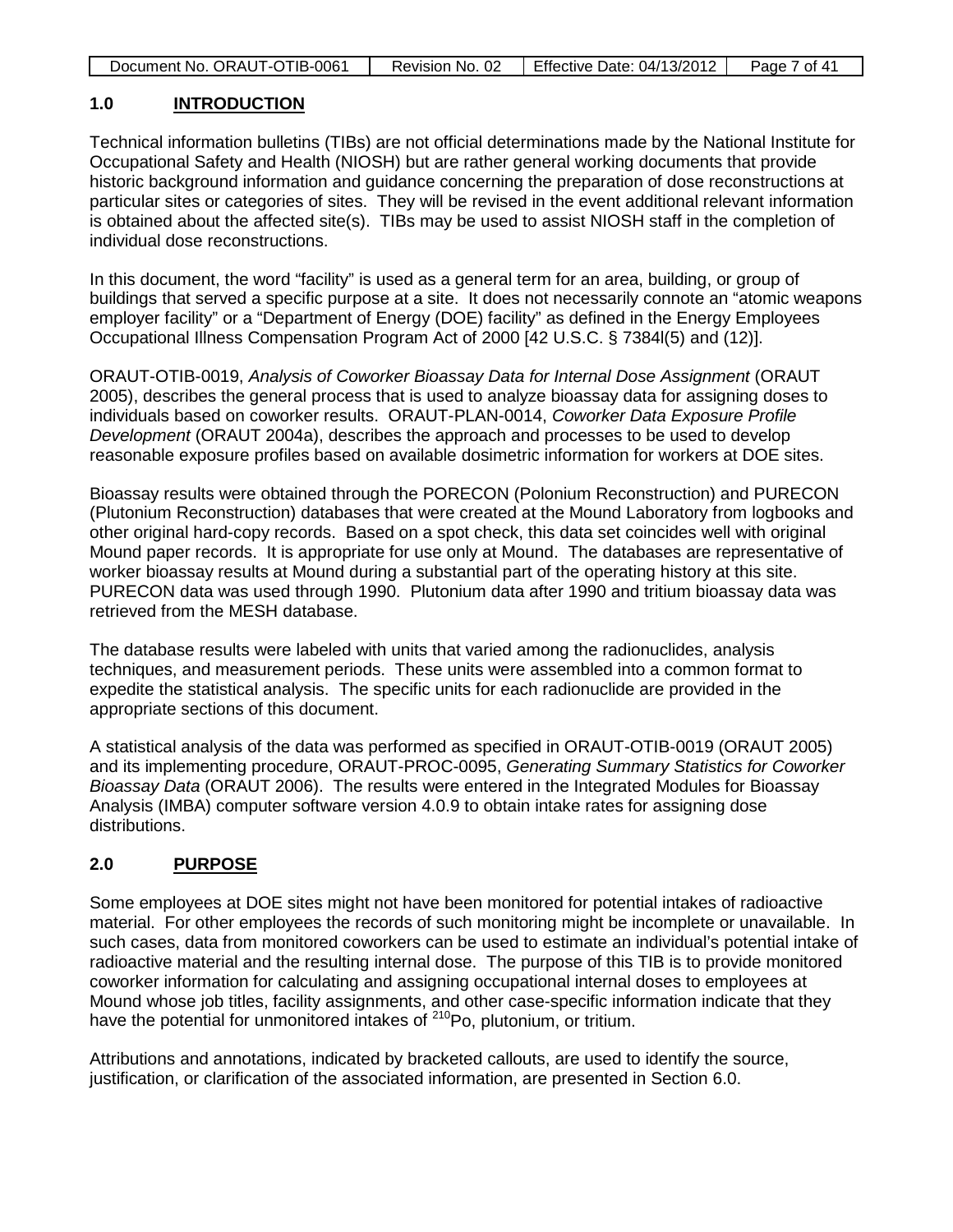## 1.0 INTRODUCTION

Technical information bulletins (TIBs) are not official determinations made by the National Institute for Occupational Safety and Health (NIOSH) but are rather general working documents that provide historic background information and guidance concerning the preparation of dose reconstructions at particular sites or categories of sites. They will be revised in the event additional relevant information is obtained about the affected site(s). TIBs may be used to assist NIOSH staff in the completion of individual dose reconstructions.

In this document, the word "facility" is used as a general term for an area, building, or group of buildings that served a specific purpose at a site. It does not necessarily connote an "atomic weapons employer facility" or a "Department of Energy (DOE) facility" as defined in the Energy Employees Occupational Illness Compensation Program Act of 2000 [42 U.S.C. § 7384l(5) and (12)].

ORAUT-OTIB-0019, *Analysis of Coworker Bioassay Data for Internal Dose Assignment* (ORAUT 2005), describes the general process that is used to analyze bioassay data for assigning doses to individuals based on coworker results. ORAUT-PLAN-0014, *Coworker Data Exposure Profile Development* (ORAUT 2004a), describes the approach and processes to be used to develop reasonable exposure profiles based on available dosimetric information for workers at DOE sites.

Bioassay results were obtained through the PORECON (Polonium Reconstruction) and PURECON (Plutonium Reconstruction) databases that were created at the Mound Laboratory from logbooks and other original hard-copy records. Based on a spot check, this data set coincides well with original Mound paper records. It is appropriate for use only at Mound. The databases are representative of worker bioassay results at Mound during a substantial part of the operating history at this site. PURECON data was used through 1990. Plutonium data after 1990 and tritium bioassay data was retrieved from the MESH database.

The database results were labeled with units that varied among the radionuclides, analysis techniques, and measurement periods. These units were assembled into a common format to expedite the statistical analysis. The specific units for each radionuclide are provided in the appropriate sections of this document.

A statistical analysis of the data was performed as specified in ORAUT-OTIB-0019 (ORAUT 2005) and its implementing procedure, ORAUT-PROC-0095, *Generating Summary Statistics for Coworker Bioassay Data* (ORAUT 2006). The results were entered in the Integrated Modules for Bioassay Analysis (IMBA) computer software version 4.0.9 to obtain intake rates for assigning dose distributions.

## 2.0 PURPOSE

Some employees at DOE sites might not have been monitored for potential intakes of radioactive material. For other employees the records of such monitoring might be incomplete or unavailable. In such cases, data from monitored coworkers can be used to estimate an individual's potential intake of radioactive material and the resulting internal dose. The purpose of this TIB is to provide monitored coworker information for calculating and assigning occupational internal doses to employees at Mound whose job titles, facility assignments, and other case-specific information indicate that they have the potential for unmonitored intakes of $^{210}$Po, plutonium, or tritium.

Attributions and annotations, indicated by bracketed callouts, are used to identify the source, justification, or clarification of the associated information, are presented in Section 6.0.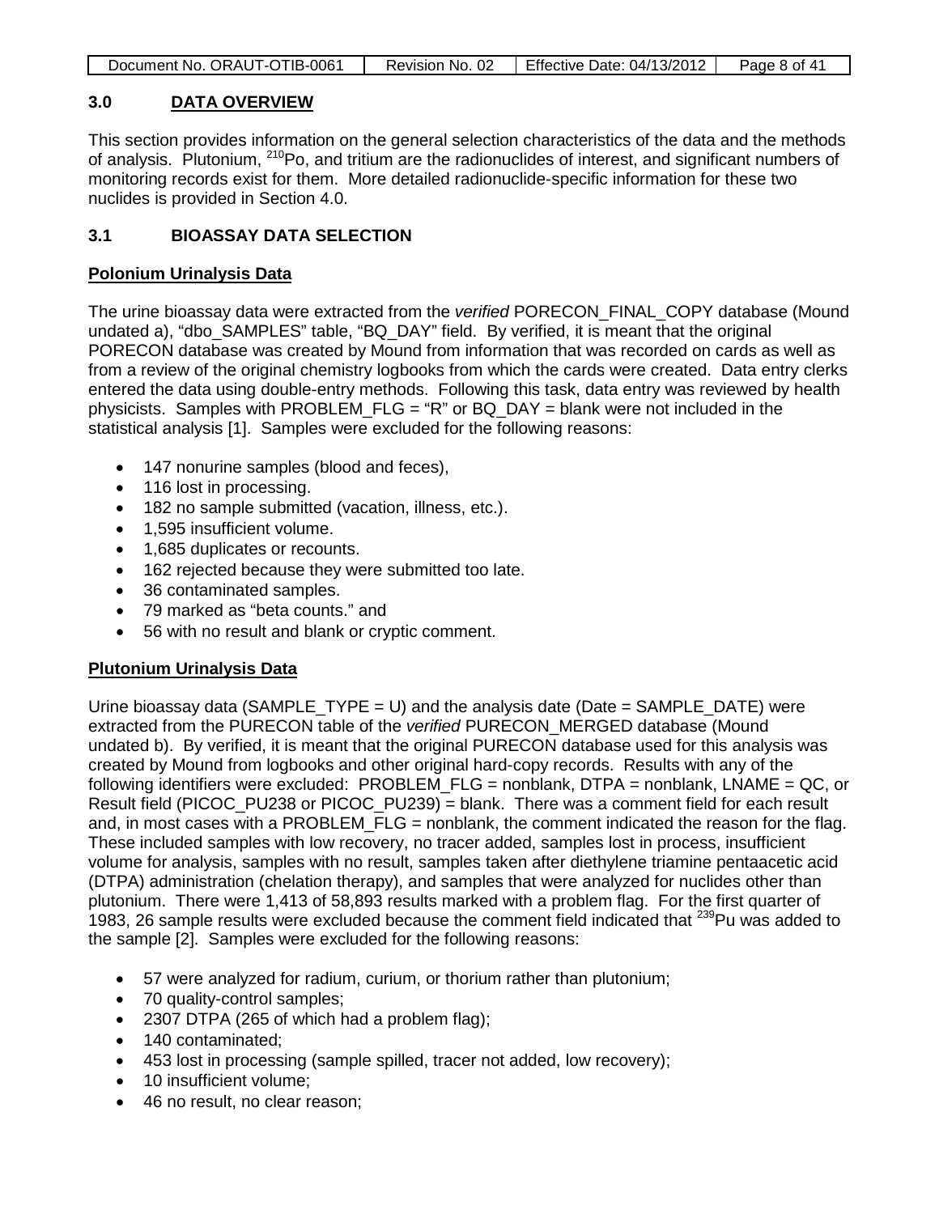## 3.0 DATA OVERVIEW

This section provides information on the general selection characteristics of the data and the methods of analysis. Plutonium, $^{210}$Po, and tritium are the radionuclides of interest, and significant numbers of monitoring records exist for them. More detailed radionuclide-specific information for these two nuclides is provided in Section 4.0.

### 3.1 BIOASSAY DATA SELECTION

**Polonium Urinalysis Data**

The urine bioassay data were extracted from the *verified* PORECON_FINAL_COPY database (Mound undated a), "dbo_SAMPLES" table, "BQ_DAY" field. By verified, it is meant that the original PORECON database was created by Mound from information that was recorded on cards as well as from a review of the original chemistry logbooks from which the cards were created. Data entry clerks entered the data using double-entry methods. Following this task, data entry was reviewed by health physicists. Samples with PROBLEM_FLG = "R" or BQ_DAY = blank were not included in the statistical analysis [1]. Samples were excluded for the following reasons:

- 147 nonurine samples (blood and feces),
- 116 lost in processing.
- 182 no sample submitted (vacation, illness, etc.).
- 1,595 insufficient volume.
- 1,685 duplicates or recounts.
- 162 rejected because they were submitted too late.
- 36 contaminated samples.
- 79 marked as "beta counts." and
- 56 with no result and blank or cryptic comment.

**Plutonium Urinalysis Data**

Urine bioassay data (SAMPLE_TYPE = U) and the analysis date (Date = SAMPLE_DATE) were extracted from the PURECON table of the *verified* PURECON_MERGED database (Mound undated b). By verified, it is meant that the original PURECON database used for this analysis was created by Mound from logbooks and other original hard-copy records. Results with any of the following identifiers were excluded: PROBLEM_FLG = nonblank, DTPA = nonblank, LNAME = QC, or Result field (PICOC_PU238 or PICOC_PU239) = blank. There was a comment field for each result and, in most cases with a PROBLEM_FLG = nonblank, the comment indicated the reason for the flag. These included samples with low recovery, no tracer added, samples lost in process, insufficient volume for analysis, samples with no result, samples taken after diethylene triamine pentaacetic acid (DTPA) administration (chelation therapy), and samples that were analyzed for nuclides other than plutonium. There were 1,413 of 58,893 results marked with a problem flag. For the first quarter of 1983, 26 sample results were excluded because the comment field indicated that $^{239}$Pu was added to the sample [2]. Samples were excluded for the following reasons:

- 57 were analyzed for radium, curium, or thorium rather than plutonium;
- 70 quality-control samples;
- 2307 DTPA (265 of which had a problem flag);
- 140 contaminated;
- 453 lost in processing (sample spilled, tracer not added, low recovery);
- 10 insufficient volume;
- 46 no result, no clear reason;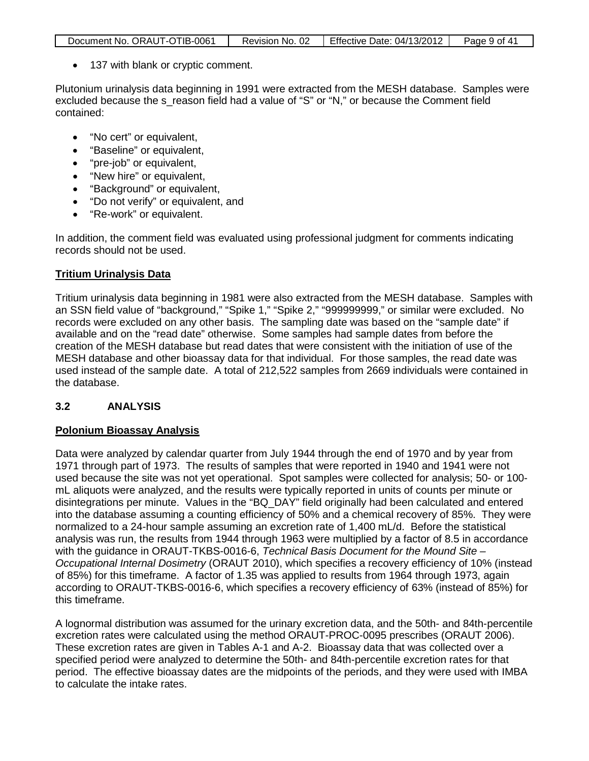- 137 with blank or cryptic comment.

Plutonium urinalysis data beginning in 1991 were extracted from the MESH database. Samples were excluded because the s_reason field had a value of "S" or "N," or because the Comment field contained:

- "No cert" or equivalent,
- "Baseline" or equivalent,
- "pre-job" or equivalent,
- "New hire" or equivalent,
- "Background" or equivalent,
- "Do not verify" or equivalent, and
- "Re-work" or equivalent.

In addition, the comment field was evaluated using professional judgment for comments indicating records should not be used.

**Tritium Urinalysis Data**

Tritium urinalysis data beginning in 1981 were also extracted from the MESH database. Samples with an SSN field value of "background," "Spike 1," "Spike 2," "999999999," or similar were excluded. No records were excluded on any other basis. The sampling date was based on the "sample date" if available and on the "read date" otherwise. Some samples had sample dates from before the creation of the MESH database but read dates that were consistent with the initiation of use of the MESH database and other bioassay data for that individual. For those samples, the read date was used instead of the sample date. A total of 212,522 samples from 2669 individuals were contained in the database.

## 3.2 ANALYSIS

**Polonium Bioassay Analysis**

Data were analyzed by calendar quarter from July 1944 through the end of 1970 and by year from 1971 through part of 1973. The results of samples that were reported in 1940 and 1941 were not used because the site was not yet operational. Spot samples were collected for analysis; 50- or 100-mL aliquots were analyzed, and the results were typically reported in units of counts per minute or disintegrations per minute. Values in the "BQ_DAY" field originally had been calculated and entered into the database assuming a counting efficiency of 50% and a chemical recovery of 85%. They were normalized to a 24-hour sample assuming an excretion rate of 1,400 mL/d. Before the statistical analysis was run, the results from 1944 through 1963 were multiplied by a factor of 8.5 in accordance with the guidance in ORAUT-TKBS-0016-6, *Technical Basis Document for the Mound Site – Occupational Internal Dosimetry* (ORAUT 2010), which specifies a recovery efficiency of 10% (instead of 85%) for this timeframe. A factor of 1.35 was applied to results from 1964 through 1973, again according to ORAUT-TKBS-0016-6, which specifies a recovery efficiency of 63% (instead of 85%) for this timeframe.

A lognormal distribution was assumed for the urinary excretion data, and the 50th- and 84th-percentile excretion rates were calculated using the method ORAUT-PROC-0095 prescribes (ORAUT 2006). These excretion rates are given in Tables A-1 and A-2. Bioassay data that was collected over a specified period were analyzed to determine the 50th- and 84th-percentile excretion rates for that period. The effective bioassay dates are the midpoints of the periods, and they were used with IMBA to calculate the intake rates.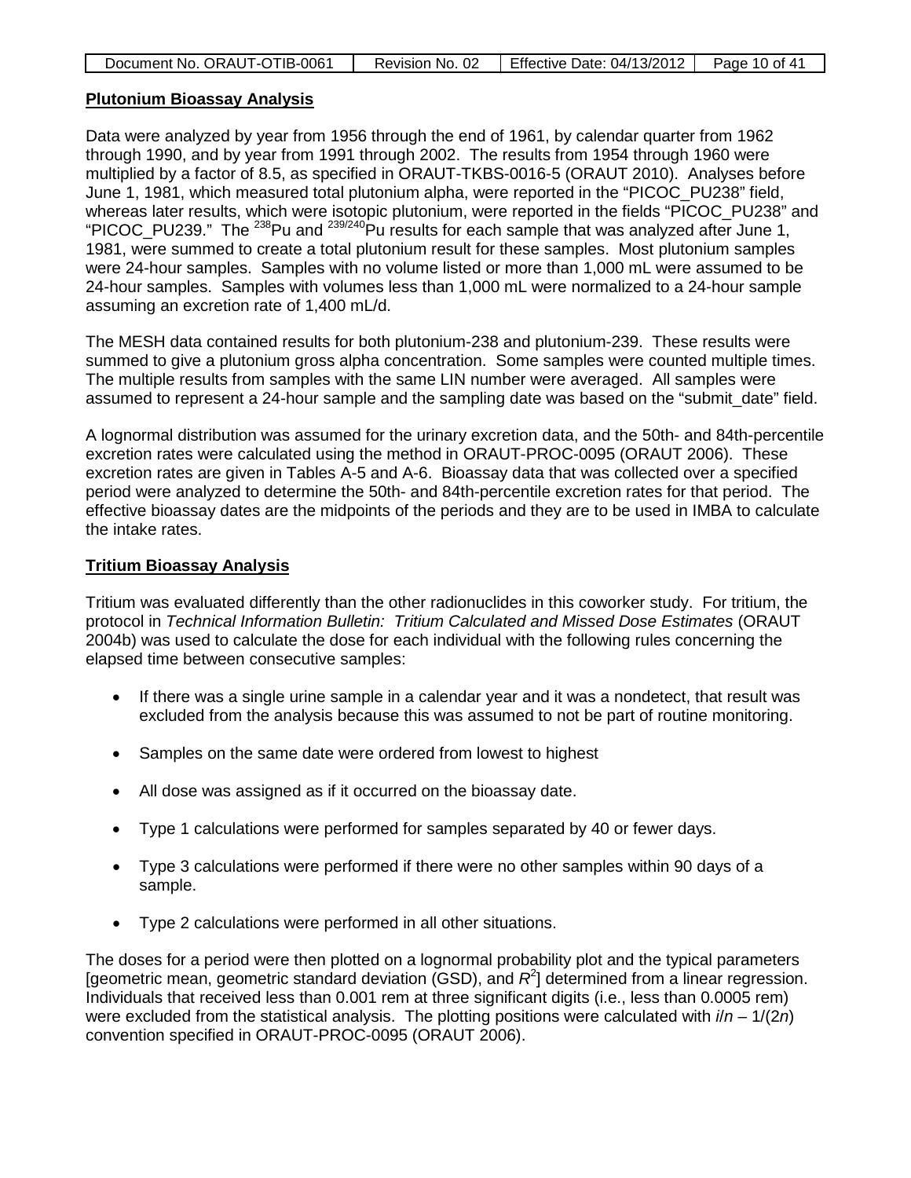**Plutonium Bioassay Analysis**

Data were analyzed by year from 1956 through the end of 1961, by calendar quarter from 1962 through 1990, and by year from 1991 through 2002. The results from 1954 through 1960 were multiplied by a factor of 8.5, as specified in ORAUT-TKBS-0016-5 (ORAUT 2010). Analyses before June 1, 1981, which measured total plutonium alpha, were reported in the "PICOC_PU238" field, whereas later results, which were isotopic plutonium, were reported in the fields "PICOC_PU238" and "PICOC_PU239." The $^{238}$Pu and $^{239/240}$Pu results for each sample that was analyzed after June 1, 1981, were summed to create a total plutonium result for these samples. Most plutonium samples were 24-hour samples. Samples with no volume listed or more than 1,000 mL were assumed to be 24-hour samples. Samples with volumes less than 1,000 mL were normalized to a 24-hour sample assuming an excretion rate of 1,400 mL/d.

The MESH data contained results for both plutonium-238 and plutonium-239. These results were summed to give a plutonium gross alpha concentration. Some samples were counted multiple times. The multiple results from samples with the same LIN number were averaged. All samples were assumed to represent a 24-hour sample and the sampling date was based on the "submit_date" field.

A lognormal distribution was assumed for the urinary excretion data, and the 50th- and 84th-percentile excretion rates were calculated using the method in ORAUT-PROC-0095 (ORAUT 2006). These excretion rates are given in Tables A-5 and A-6. Bioassay data that was collected over a specified period were analyzed to determine the 50th- and 84th-percentile excretion rates for that period. The effective bioassay dates are the midpoints of the periods and they are to be used in IMBA to calculate the intake rates.

**Tritium Bioassay Analysis**

Tritium was evaluated differently than the other radionuclides in this coworker study. For tritium, the protocol in *Technical Information Bulletin: Tritium Calculated and Missed Dose Estimates* (ORAUT 2004b) was used to calculate the dose for each individual with the following rules concerning the elapsed time between consecutive samples:

- If there was a single urine sample in a calendar year and it was a nondetect, that result was excluded from the analysis because this was assumed to not be part of routine monitoring.
- Samples on the same date were ordered from lowest to highest
- All dose was assigned as if it occurred on the bioassay date.
- Type 1 calculations were performed for samples separated by 40 or fewer days.
- Type 3 calculations were performed if there were no other samples within 90 days of a sample.
- Type 2 calculations were performed in all other situations.

The doses for a period were then plotted on a lognormal probability plot and the typical parameters [geometric mean, geometric standard deviation (GSD), and $R^2$] determined from a linear regression. Individuals that received less than 0.001 rem at three significant digits (i.e., less than 0.0005 rem) were excluded from the statistical analysis. The plotting positions were calculated with $i/n - 1/(2n)$ convention specified in ORAUT-PROC-0095 (ORAUT 2006).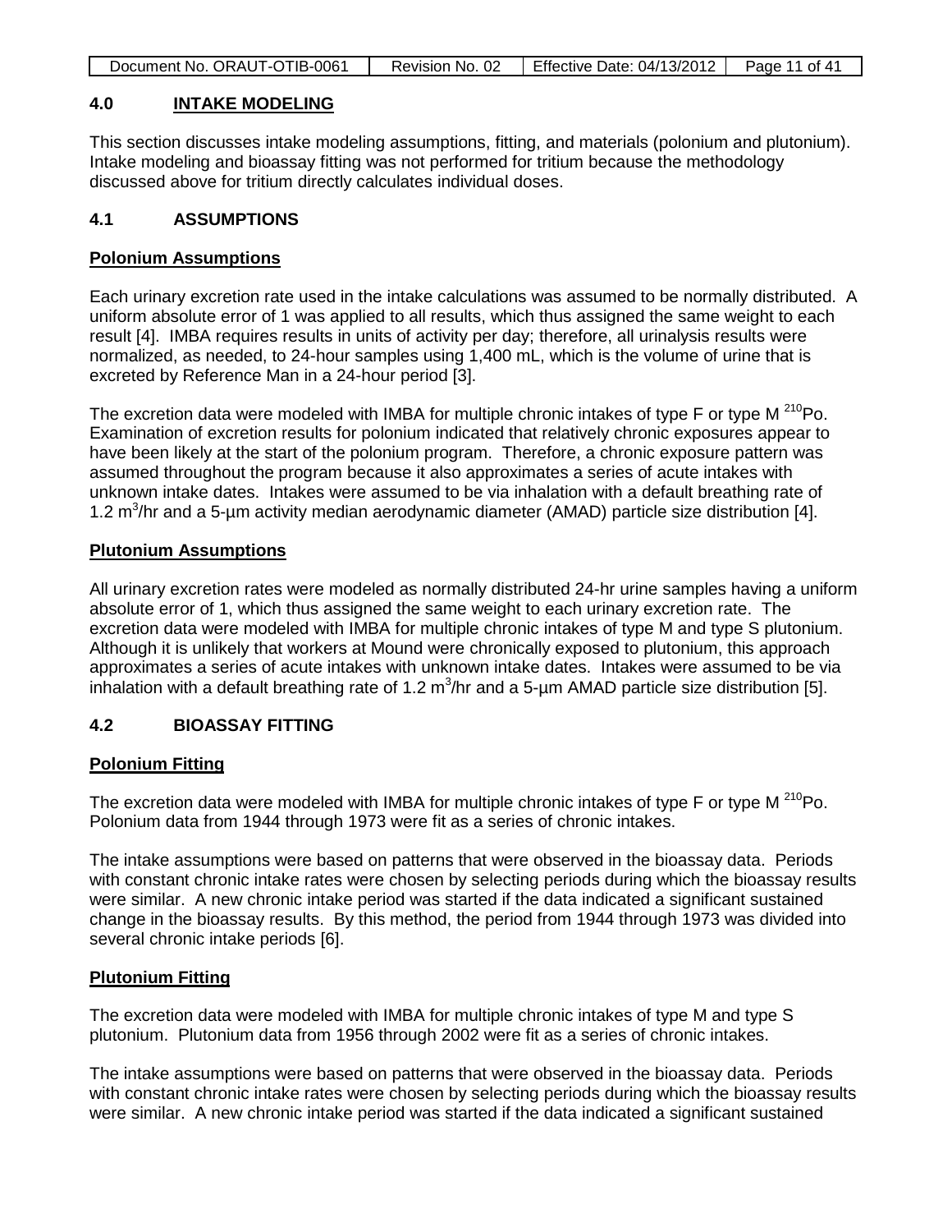## 4.0 INTAKE MODELING

This section discusses intake modeling assumptions, fitting, and materials (polonium and plutonium). Intake modeling and bioassay fitting was not performed for tritium because the methodology discussed above for tritium directly calculates individual doses.

### 4.1 ASSUMPTIONS

**Polonium Assumptions**

Each urinary excretion rate used in the intake calculations was assumed to be normally distributed. A uniform absolute error of 1 was applied to all results, which thus assigned the same weight to each result [4]. IMBA requires results in units of activity per day; therefore, all urinalysis results were normalized, as needed, to 24-hour samples using 1,400 mL, which is the volume of urine that is excreted by Reference Man in a 24-hour period [3].

The excretion data were modeled with IMBA for multiple chronic intakes of type F or type M $^{210}$Po. Examination of excretion results for polonium indicated that relatively chronic exposures appear to have been likely at the start of the polonium program. Therefore, a chronic exposure pattern was assumed throughout the program because it also approximates a series of acute intakes with unknown intake dates. Intakes were assumed to be via inhalation with a default breathing rate of 1.2 $m^3$/hr and a 5-µm activity median aerodynamic diameter (AMAD) particle size distribution [4].

**Plutonium Assumptions**

All urinary excretion rates were modeled as normally distributed 24-hr urine samples having a uniform absolute error of 1, which thus assigned the same weight to each urinary excretion rate. The excretion data were modeled with IMBA for multiple chronic intakes of type M and type S plutonium. Although it is unlikely that workers at Mound were chronically exposed to plutonium, this approach approximates a series of acute intakes with unknown intake dates. Intakes were assumed to be via inhalation with a default breathing rate of 1.2 $m^3$/hr and a 5-µm AMAD particle size distribution [5].

### 4.2 BIOASSAY FITTING

**Polonium Fitting**

The excretion data were modeled with IMBA for multiple chronic intakes of type F or type M $^{210}$Po. Polonium data from 1944 through 1973 were fit as a series of chronic intakes.

The intake assumptions were based on patterns that were observed in the bioassay data. Periods with constant chronic intake rates were chosen by selecting periods during which the bioassay results were similar. A new chronic intake period was started if the data indicated a significant sustained change in the bioassay results. By this method, the period from 1944 through 1973 was divided into several chronic intake periods [6].

**Plutonium Fitting**

The excretion data were modeled with IMBA for multiple chronic intakes of type M and type S plutonium. Plutonium data from 1956 through 2002 were fit as a series of chronic intakes.

The intake assumptions were based on patterns that were observed in the bioassay data. Periods with constant chronic intake rates were chosen by selecting periods during which the bioassay results were similar. A new chronic intake period was started if the data indicated a significant sustained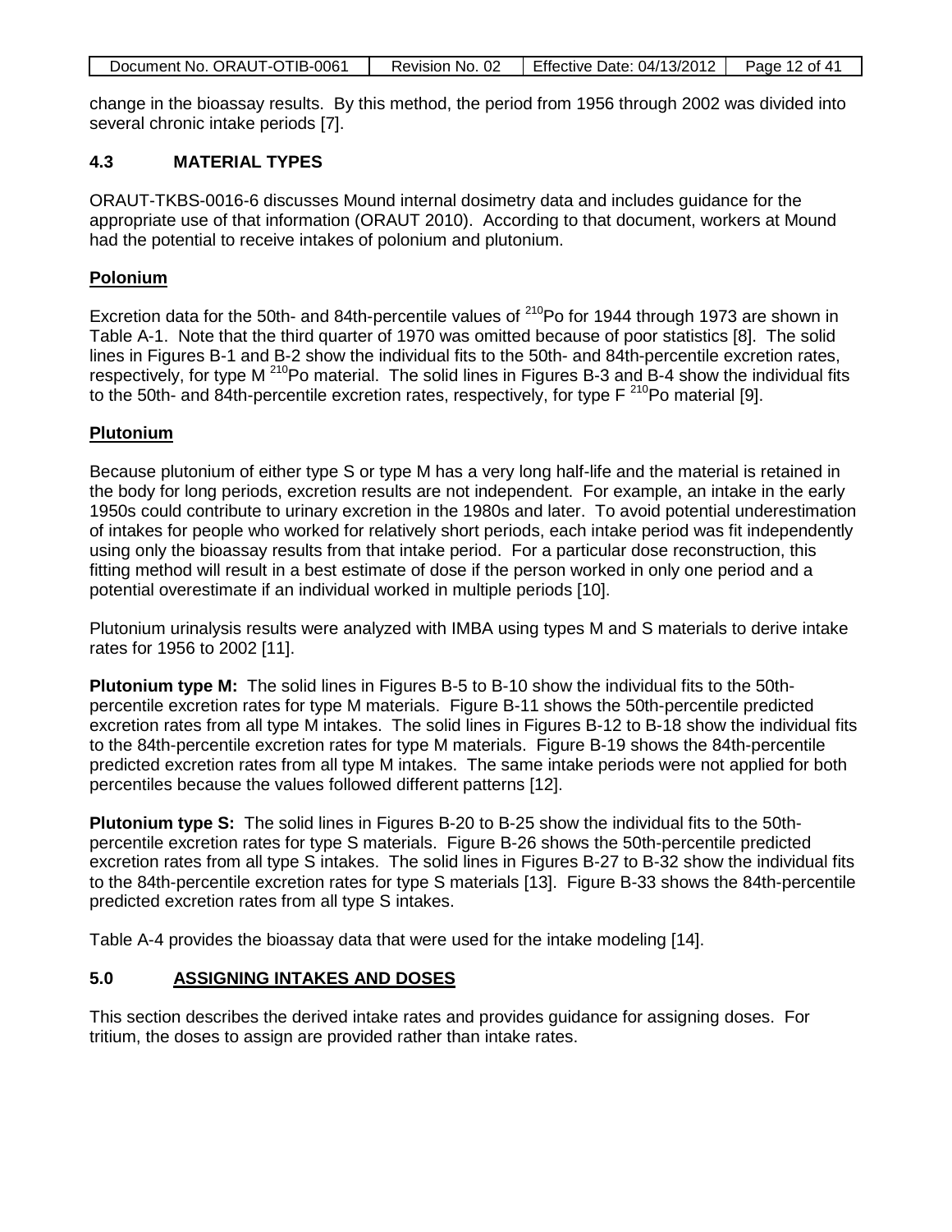change in the bioassay results. By this method, the period from 1956 through 2002 was divided into several chronic intake periods [7].

### 4.3 MATERIAL TYPES

ORAUT-TKBS-0016-6 discusses Mound internal dosimetry data and includes guidance for the appropriate use of that information (ORAUT 2010). According to that document, workers at Mound had the potential to receive intakes of polonium and plutonium.

**Polonium**

Excretion data for the 50th- and 84th-percentile values of $^{210}$Po for 1944 through 1973 are shown in Table A-1. Note that the third quarter of 1970 was omitted because of poor statistics [8]. The solid lines in Figures B-1 and B-2 show the individual fits to the 50th- and 84th-percentile excretion rates, respectively, for type M $^{210}$Po material. The solid lines in Figures B-3 and B-4 show the individual fits to the 50th- and 84th-percentile excretion rates, respectively, for type F $^{210}$Po material [9].

**Plutonium**

Because plutonium of either type S or type M has a very long half-life and the material is retained in the body for long periods, excretion results are not independent. For example, an intake in the early 1950s could contribute to urinary excretion in the 1980s and later. To avoid potential underestimation of intakes for people who worked for relatively short periods, each intake period was fit independently using only the bioassay results from that intake period. For a particular dose reconstruction, this fitting method will result in a best estimate of dose if the person worked in only one period and a potential overestimate if an individual worked in multiple periods [10].

Plutonium urinalysis results were analyzed with IMBA using types M and S materials to derive intake rates for 1956 to 2002 [11].

**Plutonium type M:** The solid lines in Figures B-5 to B-10 show the individual fits to the 50th-percentile excretion rates for type M materials. Figure B-11 shows the 50th-percentile predicted excretion rates from all type M intakes. The solid lines in Figures B-12 to B-18 show the individual fits to the 84th-percentile excretion rates for type M materials. Figure B-19 shows the 84th-percentile predicted excretion rates from all type M intakes. The same intake periods were not applied for both percentiles because the values followed different patterns [12].

**Plutonium type S:** The solid lines in Figures B-20 to B-25 show the individual fits to the 50th-percentile excretion rates for type S materials. Figure B-26 shows the 50th-percentile predicted excretion rates from all type S intakes. The solid lines in Figures B-27 to B-32 show the individual fits to the 84th-percentile excretion rates for type S materials [13]. Figure B-33 shows the 84th-percentile predicted excretion rates from all type S intakes.

Table A-4 provides the bioassay data that were used for the intake modeling [14].

## 5.0 ASSIGNING INTAKES AND DOSES

This section describes the derived intake rates and provides guidance for assigning doses. For tritium, the doses to assign are provided rather than intake rates.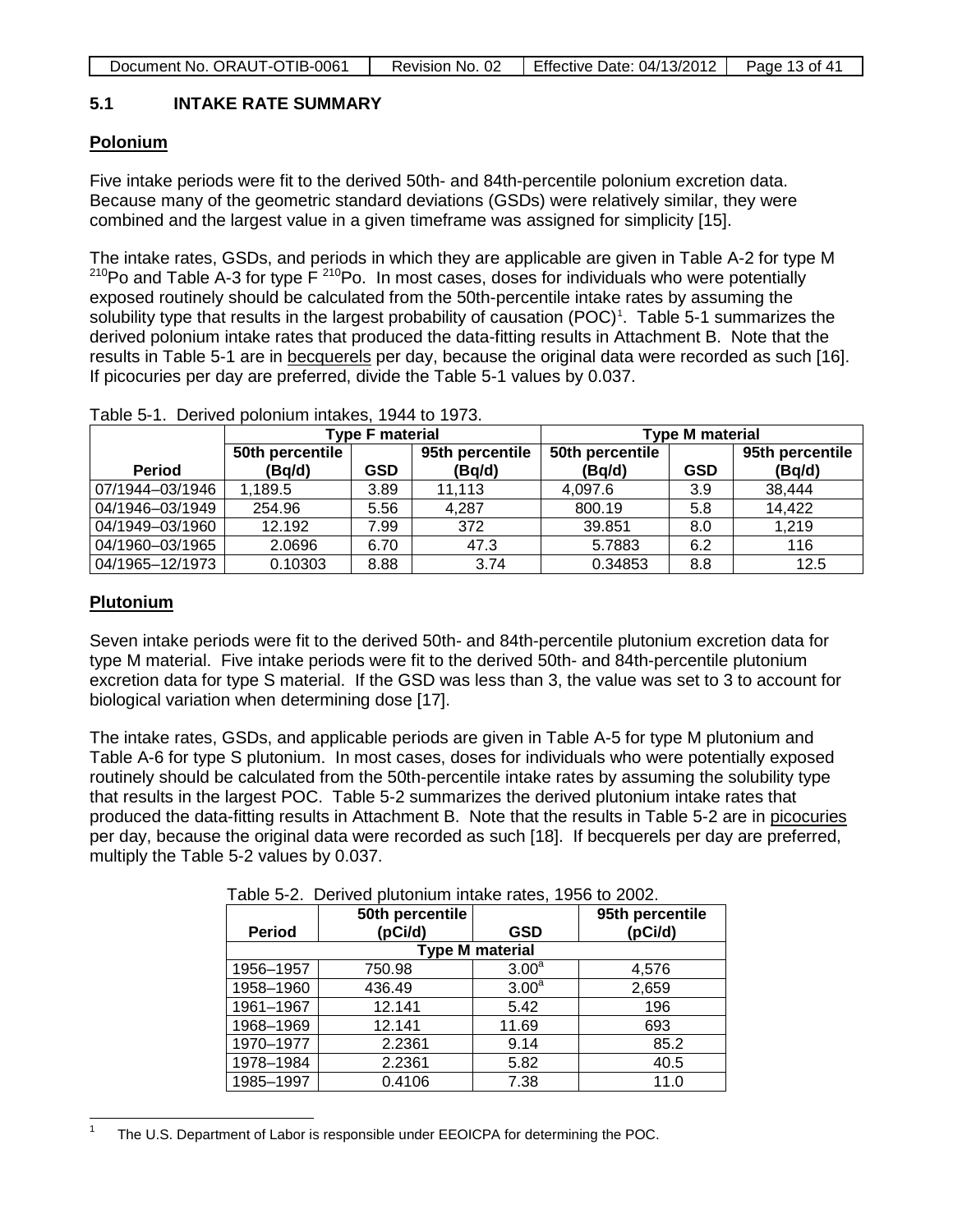## 5.1 INTAKE RATE SUMMARY

**Polonium**

Five intake periods were fit to the derived 50th- and 84th-percentile polonium excretion data. Because many of the geometric standard deviations (GSDs) were relatively similar, they were combined and the largest value in a given timeframe was assigned for simplicity [15].

The intake rates, GSDs, and periods in which they are applicable are given in Table A-2 for type M $^{210}$Po and Table A-3 for type F $^{210}$Po. In most cases, doses for individuals who were potentially exposed routinely should be calculated from the 50th-percentile intake rates by assuming the solubility type that results in the largest probability of causation (POC)[1]. Table 5-1 summarizes the derived polonium intake rates that produced the data-fitting results in Attachment B. Note that the results in Table 5-1 are in becquerels per day, because the original data were recorded as such [16]. If picocuries per day are preferred, divide the Table 5-1 values by 0.037.

Table 5-1. Derived polonium intakes, 1944 to 1973.

| | Type F material | | | Type M material | | |
|---|---|---|---|---|---|---|
| **Period** | **50th percentile (Bq/d)** | **GSD** | **95th percentile (Bq/d)** | **50th percentile (Bq/d)** | **GSD** | **95th percentile (Bq/d)** |
| 07/1944–03/1946 | 1,189.5 | 3.89 | 11,113 | 4,097.6 | 3.9 | 38,444 |
| 04/1946–03/1949 | 254.96 | 5.56 | 4,287 | 800.19 | 5.8 | 14,422 |
| 04/1949–03/1960 | 12.192 | 7.99 | 372 | 39.851 | 8.0 | 1,219 |
| 04/1960–03/1965 | 2.0696 | 6.70 | 47.3 | 5.7883 | 6.2 | 116 |
| 04/1965–12/1973 | 0.10303 | 8.88 | 3.74 | 0.34853 | 8.8 | 12.5 |

**Plutonium**

Seven intake periods were fit to the derived 50th- and 84th-percentile plutonium excretion data for type M material. Five intake periods were fit to the derived 50th- and 84th-percentile plutonium excretion data for type S material. If the GSD was less than 3, the value was set to 3 to account for biological variation when determining dose [17].

The intake rates, GSDs, and applicable periods are given in Table A-5 for type M plutonium and Table A-6 for type S plutonium. In most cases, doses for individuals who were potentially exposed routinely should be calculated from the 50th-percentile intake rates by assuming the solubility type that results in the largest POC. Table 5-2 summarizes the derived plutonium intake rates that produced the data-fitting results in Attachment B. Note that the results in Table 5-2 are in picocuries per day, because the original data were recorded as such [18]. If becquerels per day are preferred, multiply the Table 5-2 values by 0.037.

Table 5-2. Derived plutonium intake rates, 1956 to 2002.

| Period | 50th percentile (pCi/d) | GSD | 95th percentile (pCi/d) |
|---|---|---|---|
| **Type M material** | | | |
| 1956–1957 | 750.98 | 3.00[a] | 4,576 |
| 1958–1960 | 436.49 | 3.00[a] | 2,659 |
| 1961–1967 | 12.141 | 5.42 | 196 |
| 1968–1969 | 12.141 | 11.69 | 693 |
| 1970–1977 | 2.2361 | 9.14 | 85.2 |
| 1978–1984 | 2.2361 | 5.82 | 40.5 |
| 1985–1997 | 0.4106 | 7.38 | 11.0 |

[1] The U.S. Department of Labor is responsible under EEOICPA for determining the POC.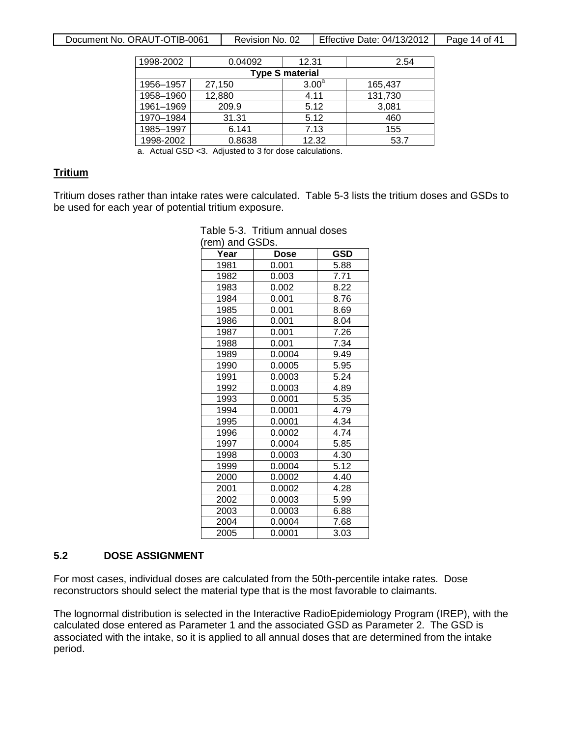| | | | |
|---|---|---|---|
| 1998-2002 | 0.04092 | 12.31 | 2.54 |
| **Type S material** | | | |
| 1956–1957 | 27,150 | 3.00[a] | 165,437 |
| 1958–1960 | 12,880 | 4.11 | 131,730 |
| 1961–1969 | 209.9 | 5.12 | 3,081 |
| 1970–1984 | 31.31 | 5.12 | 460 |
| 1985–1997 | 6.141 | 7.13 | 155 |
| 1998-2002 | 0.8638 | 12.32 | 53.7 |

a. Actual GSD <3. Adjusted to 3 for dose calculations.

**Tritium**

Tritium doses rather than intake rates were calculated. Table 5-3 lists the tritium doses and GSDs to be used for each year of potential tritium exposure.

Table 5-3. Tritium annual doses (rem) and GSDs.

| Year | Dose | GSD |
|---|---|---|
| 1981 | 0.001 | 5.88 |
| 1982 | 0.003 | 7.71 |
| 1983 | 0.002 | 8.22 |
| 1984 | 0.001 | 8.76 |
| 1985 | 0.001 | 8.69 |
| 1986 | 0.001 | 8.04 |
| 1987 | 0.001 | 7.26 |
| 1988 | 0.001 | 7.34 |
| 1989 | 0.0004 | 9.49 |
| 1990 | 0.0005 | 5.95 |
| 1991 | 0.0003 | 5.24 |
| 1992 | 0.0003 | 4.89 |
| 1993 | 0.0001 | 5.35 |
| 1994 | 0.0001 | 4.79 |
| 1995 | 0.0001 | 4.34 |
| 1996 | 0.0002 | 4.74 |
| 1997 | 0.0004 | 5.85 |
| 1998 | 0.0003 | 4.30 |
| 1999 | 0.0004 | 5.12 |
| 2000 | 0.0002 | 4.40 |
| 2001 | 0.0002 | 4.28 |
| 2002 | 0.0003 | 5.99 |
| 2003 | 0.0003 | 6.88 |
| 2004 | 0.0004 | 7.68 |
| 2005 | 0.0001 | 3.03 |

## 5.2 DOSE ASSIGNMENT

For most cases, individual doses are calculated from the 50th-percentile intake rates. Dose reconstructors should select the material type that is the most favorable to claimants.

The lognormal distribution is selected in the Interactive RadioEpidemiology Program (IREP), with the calculated dose entered as Parameter 1 and the associated GSD as Parameter 2. The GSD is associated with the intake, so it is applied to all annual doses that are determined from the intake period.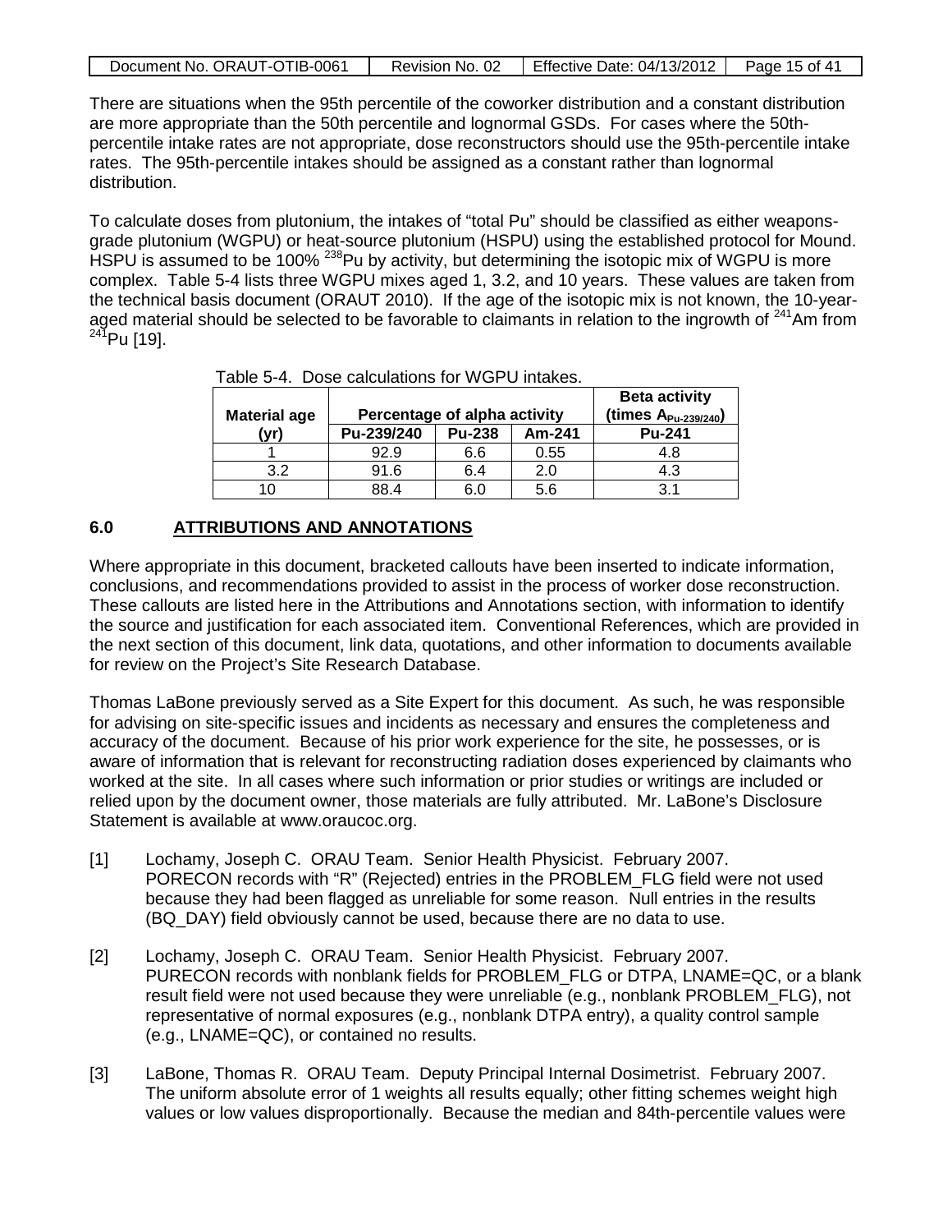There are situations when the 95th percentile of the coworker distribution and a constant distribution are more appropriate than the 50th percentile and lognormal GSDs. For cases where the 50th-percentile intake rates are not appropriate, dose reconstructors should use the 95th-percentile intake rates. The 95th-percentile intakes should be assigned as a constant rather than lognormal distribution.

To calculate doses from plutonium, the intakes of "total Pu" should be classified as either weapons-grade plutonium (WGPU) or heat-source plutonium (HSPU) using the established protocol for Mound. HSPU is assumed to be 100% $^{238}$Pu by activity, but determining the isotopic mix of WGPU is more complex. Table 5-4 lists three WGPU mixes aged 1, 3.2, and 10 years. These values are taken from the technical basis document (ORAUT 2010). If the age of the isotopic mix is not known, the 10-year-aged material should be selected to be favorable to claimants in relation to the ingrowth of $^{241}$Am from $^{241}$Pu [19].

Table 5-4. Dose calculations for WGPU intakes.

| Material age (yr) | Percentage of alpha activity | | | Beta activity (times $A_{Pu-239/240}$) |
|---|---|---|---|---|
| | Pu-239/240 | Pu-238 | Am-241 | Pu-241 |
| 1 | 92.9 | 6.6 | 0.55 | 4.8 |
| 3.2 | 91.6 | 6.4 | 2.0 | 4.3 |
| 10 | 88.4 | 6.0 | 5.6 | 3.1 |

## 6.0 ATTRIBUTIONS AND ANNOTATIONS

Where appropriate in this document, bracketed callouts have been inserted to indicate information, conclusions, and recommendations provided to assist in the process of worker dose reconstruction. These callouts are listed here in the Attributions and Annotations section, with information to identify the source and justification for each associated item. Conventional References, which are provided in the next section of this document, link data, quotations, and other information to documents available for review on the Project's Site Research Database.

Thomas LaBone previously served as a Site Expert for this document. As such, he was responsible for advising on site-specific issues and incidents as necessary and ensures the completeness and accuracy of the document. Because of his prior work experience for the site, he possesses, or is aware of information that is relevant for reconstructing radiation doses experienced by claimants who worked at the site. In all cases where such information or prior studies or writings are included or relied upon by the document owner, those materials are fully attributed. Mr. LaBone's Disclosure Statement is available at www.oraucoc.org.

[1] Lochamy, Joseph C. ORAU Team. Senior Health Physicist. February 2007. PORECON records with "R" (Rejected) entries in the PROBLEM_FLG field were not used because they had been flagged as unreliable for some reason. Null entries in the results (BQ_DAY) field obviously cannot be used, because there are no data to use.

[2] Lochamy, Joseph C. ORAU Team. Senior Health Physicist. February 2007. PURECON records with nonblank fields for PROBLEM_FLG or DTPA, LNAME=QC, or a blank result field were not used because they were unreliable (e.g., nonblank PROBLEM_FLG), not representative of normal exposures (e.g., nonblank DTPA entry), a quality control sample (e.g., LNAME=QC), or contained no results.

[3] LaBone, Thomas R. ORAU Team. Deputy Principal Internal Dosimetrist. February 2007. The uniform absolute error of 1 weights all results equally; other fitting schemes weight high values or low values disproportionally. Because the median and 84th-percentile values were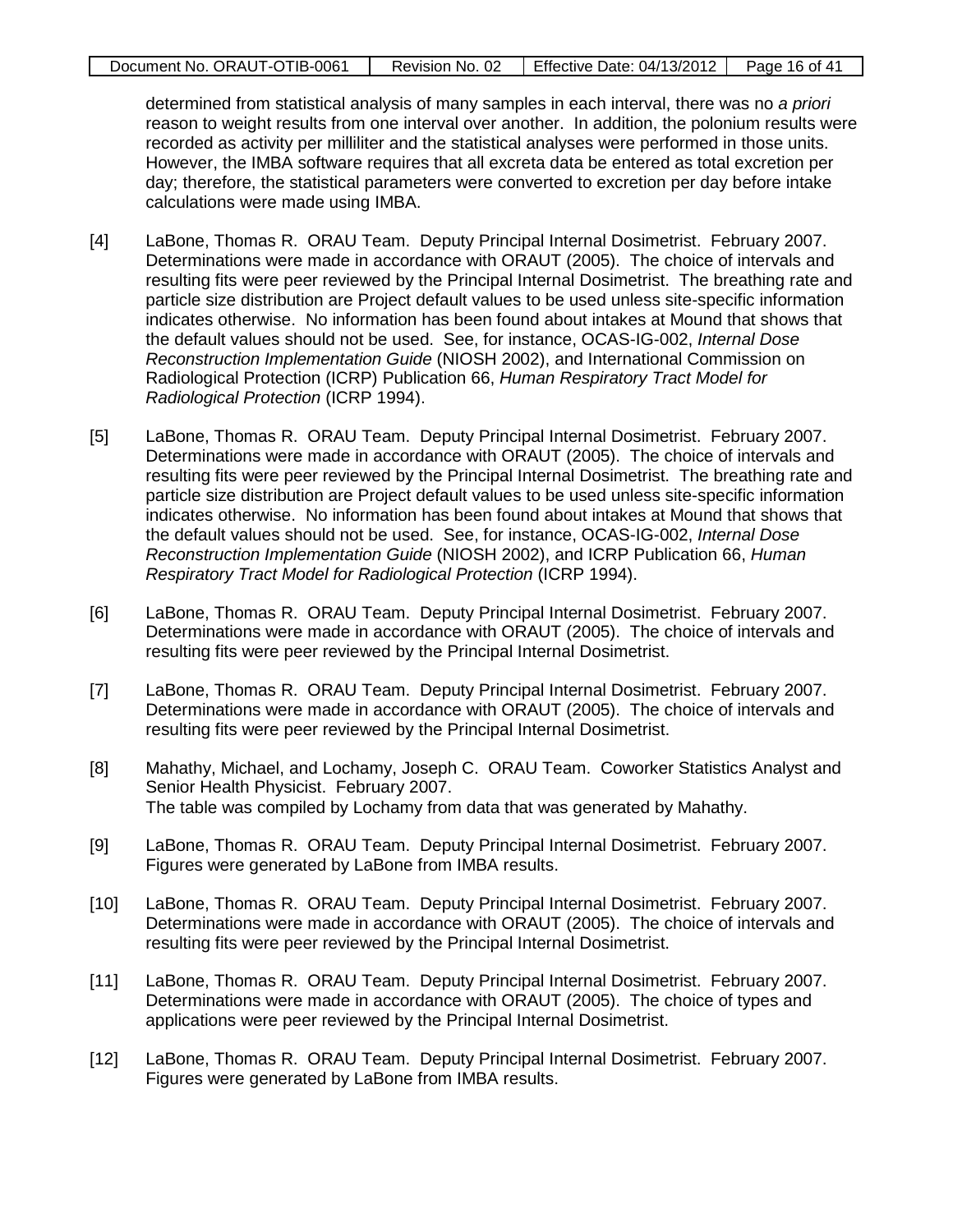determined from statistical analysis of many samples in each interval, there was no *a priori* reason to weight results from one interval over another. In addition, the polonium results were recorded as activity per milliliter and the statistical analyses were performed in those units. However, the IMBA software requires that all excreta data be entered as total excretion per day; therefore, the statistical parameters were converted to excretion per day before intake calculations were made using IMBA.

[4] LaBone, Thomas R. ORAU Team. Deputy Principal Internal Dosimetrist. February 2007. Determinations were made in accordance with ORAUT (2005). The choice of intervals and resulting fits were peer reviewed by the Principal Internal Dosimetrist. The breathing rate and particle size distribution are Project default values to be used unless site-specific information indicates otherwise. No information has been found about intakes at Mound that shows that the default values should not be used. See, for instance, OCAS-IG-002, *Internal Dose Reconstruction Implementation Guide* (NIOSH 2002), and International Commission on Radiological Protection (ICRP) Publication 66, *Human Respiratory Tract Model for Radiological Protection* (ICRP 1994).

[5] LaBone, Thomas R. ORAU Team. Deputy Principal Internal Dosimetrist. February 2007. Determinations were made in accordance with ORAUT (2005). The choice of intervals and resulting fits were peer reviewed by the Principal Internal Dosimetrist. The breathing rate and particle size distribution are Project default values to be used unless site-specific information indicates otherwise. No information has been found about intakes at Mound that shows that the default values should not be used. See, for instance, OCAS-IG-002, *Internal Dose Reconstruction Implementation Guide* (NIOSH 2002), and ICRP Publication 66, *Human Respiratory Tract Model for Radiological Protection* (ICRP 1994).

[6] LaBone, Thomas R. ORAU Team. Deputy Principal Internal Dosimetrist. February 2007. Determinations were made in accordance with ORAUT (2005). The choice of intervals and resulting fits were peer reviewed by the Principal Internal Dosimetrist.

[7] LaBone, Thomas R. ORAU Team. Deputy Principal Internal Dosimetrist. February 2007. Determinations were made in accordance with ORAUT (2005). The choice of intervals and resulting fits were peer reviewed by the Principal Internal Dosimetrist.

[8] Mahathy, Michael, and Lochamy, Joseph C. ORAU Team. Coworker Statistics Analyst and Senior Health Physicist. February 2007.
The table was compiled by Lochamy from data that was generated by Mahathy.

[9] LaBone, Thomas R. ORAU Team. Deputy Principal Internal Dosimetrist. February 2007. Figures were generated by LaBone from IMBA results.

[10] LaBone, Thomas R. ORAU Team. Deputy Principal Internal Dosimetrist. February 2007. Determinations were made in accordance with ORAUT (2005). The choice of intervals and resulting fits were peer reviewed by the Principal Internal Dosimetrist.

[11] LaBone, Thomas R. ORAU Team. Deputy Principal Internal Dosimetrist. February 2007. Determinations were made in accordance with ORAUT (2005). The choice of types and applications were peer reviewed by the Principal Internal Dosimetrist.

[12] LaBone, Thomas R. ORAU Team. Deputy Principal Internal Dosimetrist. February 2007. Figures were generated by LaBone from IMBA results.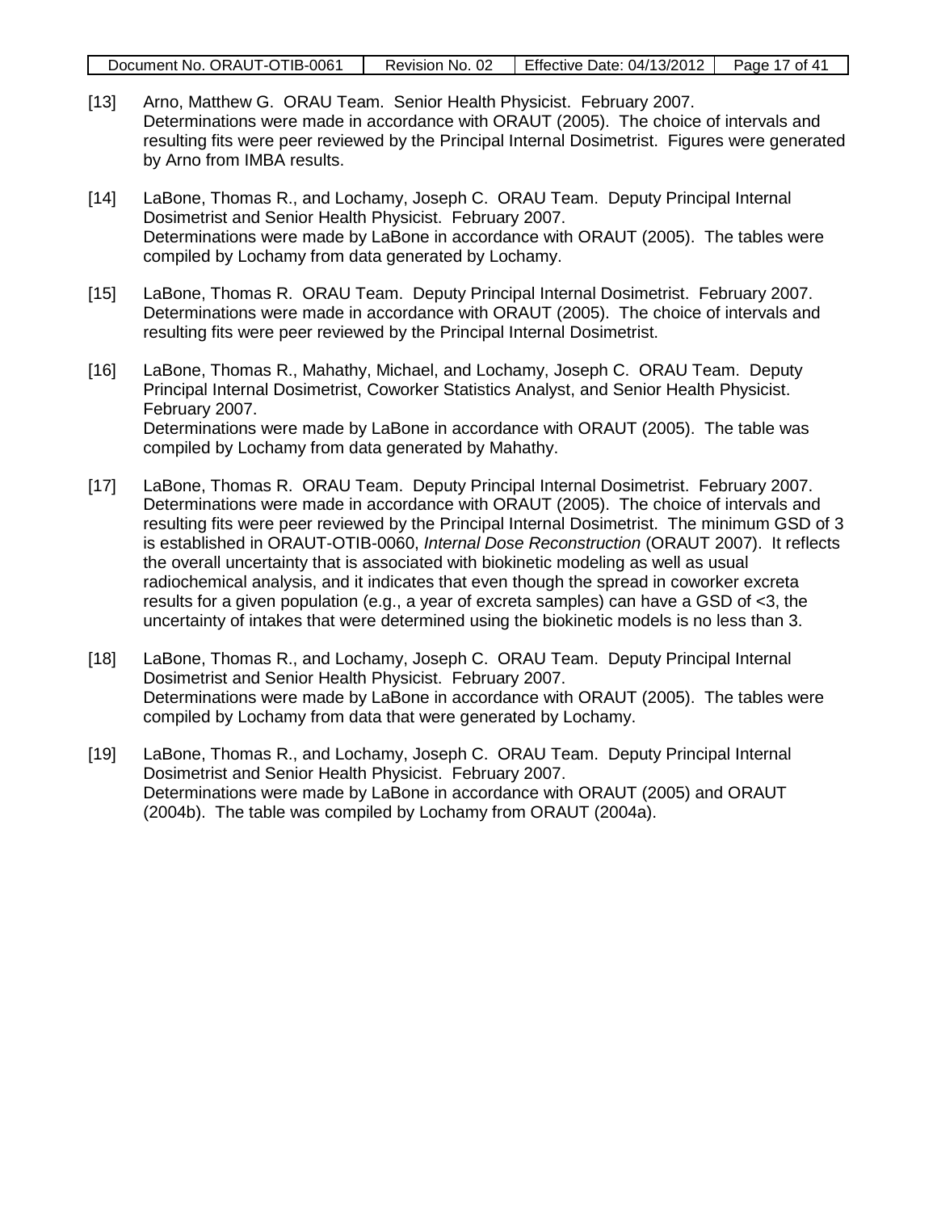[13] Arno, Matthew G. ORAU Team. Senior Health Physicist. February 2007.
Determinations were made in accordance with ORAUT (2005). The choice of intervals and resulting fits were peer reviewed by the Principal Internal Dosimetrist. Figures were generated by Arno from IMBA results.

[14] LaBone, Thomas R., and Lochamy, Joseph C. ORAU Team. Deputy Principal Internal Dosimetrist and Senior Health Physicist. February 2007.
Determinations were made by LaBone in accordance with ORAUT (2005). The tables were compiled by Lochamy from data generated by Lochamy.

[15] LaBone, Thomas R. ORAU Team. Deputy Principal Internal Dosimetrist. February 2007.
Determinations were made in accordance with ORAUT (2005). The choice of intervals and resulting fits were peer reviewed by the Principal Internal Dosimetrist.

[16] LaBone, Thomas R., Mahathy, Michael, and Lochamy, Joseph C. ORAU Team. Deputy Principal Internal Dosimetrist, Coworker Statistics Analyst, and Senior Health Physicist. February 2007.
Determinations were made by LaBone in accordance with ORAUT (2005). The table was compiled by Lochamy from data generated by Mahathy.

[17] LaBone, Thomas R. ORAU Team. Deputy Principal Internal Dosimetrist. February 2007.
Determinations were made in accordance with ORAUT (2005). The choice of intervals and resulting fits were peer reviewed by the Principal Internal Dosimetrist. The minimum GSD of 3 is established in ORAUT-OTIB-0060, *Internal Dose Reconstruction* (ORAUT 2007). It reflects the overall uncertainty that is associated with biokinetic modeling as well as usual radiochemical analysis, and it indicates that even though the spread in coworker excreta results for a given population (e.g., a year of excreta samples) can have a GSD of <3, the uncertainty of intakes that were determined using the biokinetic models is no less than 3.

[18] LaBone, Thomas R., and Lochamy, Joseph C. ORAU Team. Deputy Principal Internal Dosimetrist and Senior Health Physicist. February 2007.
Determinations were made by LaBone in accordance with ORAUT (2005). The tables were compiled by Lochamy from data that were generated by Lochamy.

[19] LaBone, Thomas R., and Lochamy, Joseph C. ORAU Team. Deputy Principal Internal Dosimetrist and Senior Health Physicist. February 2007.
Determinations were made by LaBone in accordance with ORAUT (2005) and ORAUT (2004b). The table was compiled by Lochamy from ORAUT (2004a).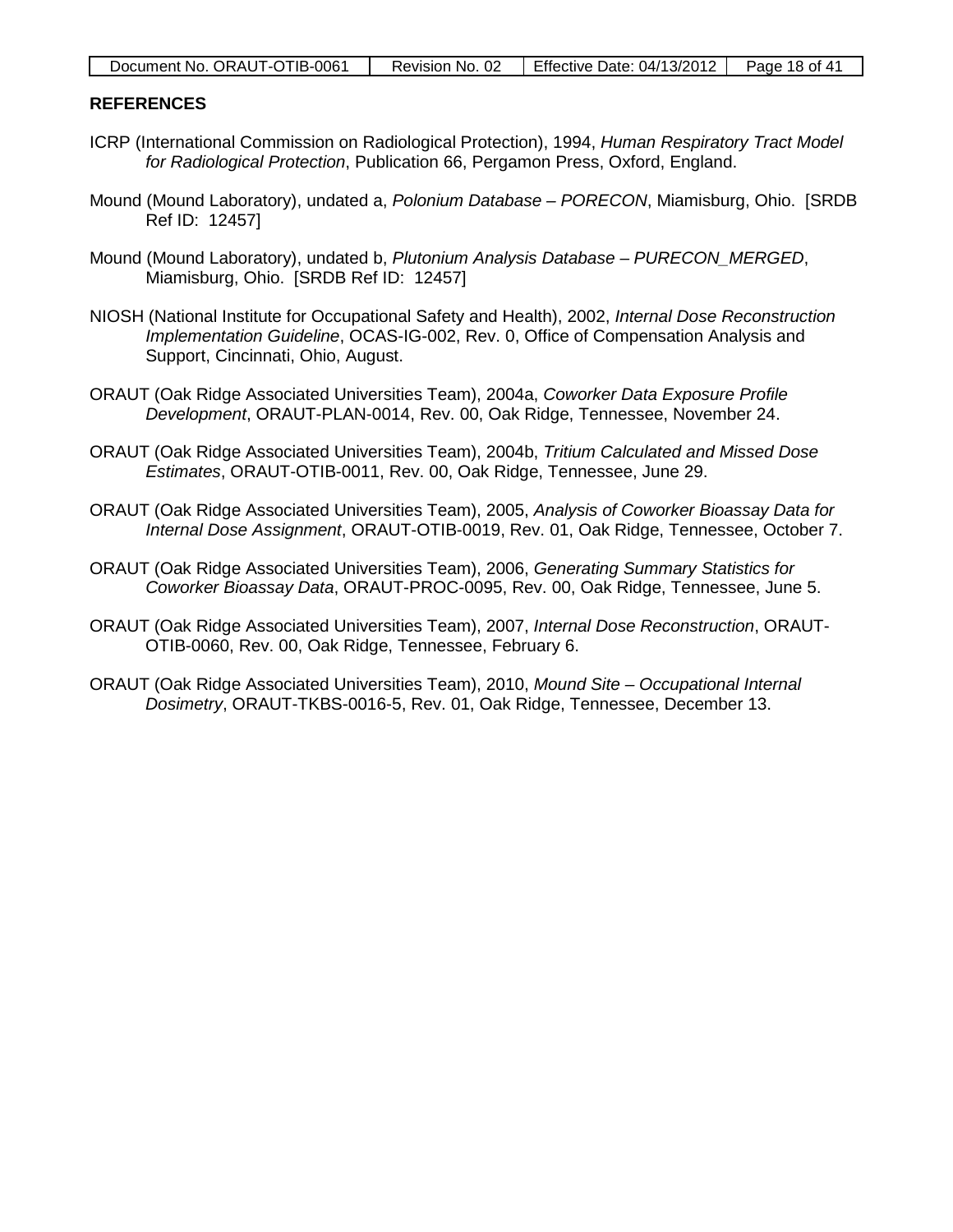## REFERENCES

ICRP (International Commission on Radiological Protection), 1994, *Human Respiratory Tract Model for Radiological Protection*, Publication 66, Pergamon Press, Oxford, England.

Mound (Mound Laboratory), undated a, *Polonium Database – PORECON*, Miamisburg, Ohio. [SRDB Ref ID: 12457]

Mound (Mound Laboratory), undated b, *Plutonium Analysis Database – PURECON_MERGED*, Miamisburg, Ohio. [SRDB Ref ID: 12457]

NIOSH (National Institute for Occupational Safety and Health), 2002, *Internal Dose Reconstruction Implementation Guideline*, OCAS-IG-002, Rev. 0, Office of Compensation Analysis and Support, Cincinnati, Ohio, August.

ORAUT (Oak Ridge Associated Universities Team), 2004a, *Coworker Data Exposure Profile Development*, ORAUT-PLAN-0014, Rev. 00, Oak Ridge, Tennessee, November 24.

ORAUT (Oak Ridge Associated Universities Team), 2004b, *Tritium Calculated and Missed Dose Estimates*, ORAUT-OTIB-0011, Rev. 00, Oak Ridge, Tennessee, June 29.

ORAUT (Oak Ridge Associated Universities Team), 2005, *Analysis of Coworker Bioassay Data for Internal Dose Assignment*, ORAUT-OTIB-0019, Rev. 01, Oak Ridge, Tennessee, October 7.

ORAUT (Oak Ridge Associated Universities Team), 2006, *Generating Summary Statistics for Coworker Bioassay Data*, ORAUT-PROC-0095, Rev. 00, Oak Ridge, Tennessee, June 5.

ORAUT (Oak Ridge Associated Universities Team), 2007, *Internal Dose Reconstruction*, ORAUT-OTIB-0060, Rev. 00, Oak Ridge, Tennessee, February 6.

ORAUT (Oak Ridge Associated Universities Team), 2010, *Mound Site – Occupational Internal Dosimetry*, ORAUT-TKBS-0016-5, Rev. 01, Oak Ridge, Tennessee, December 13.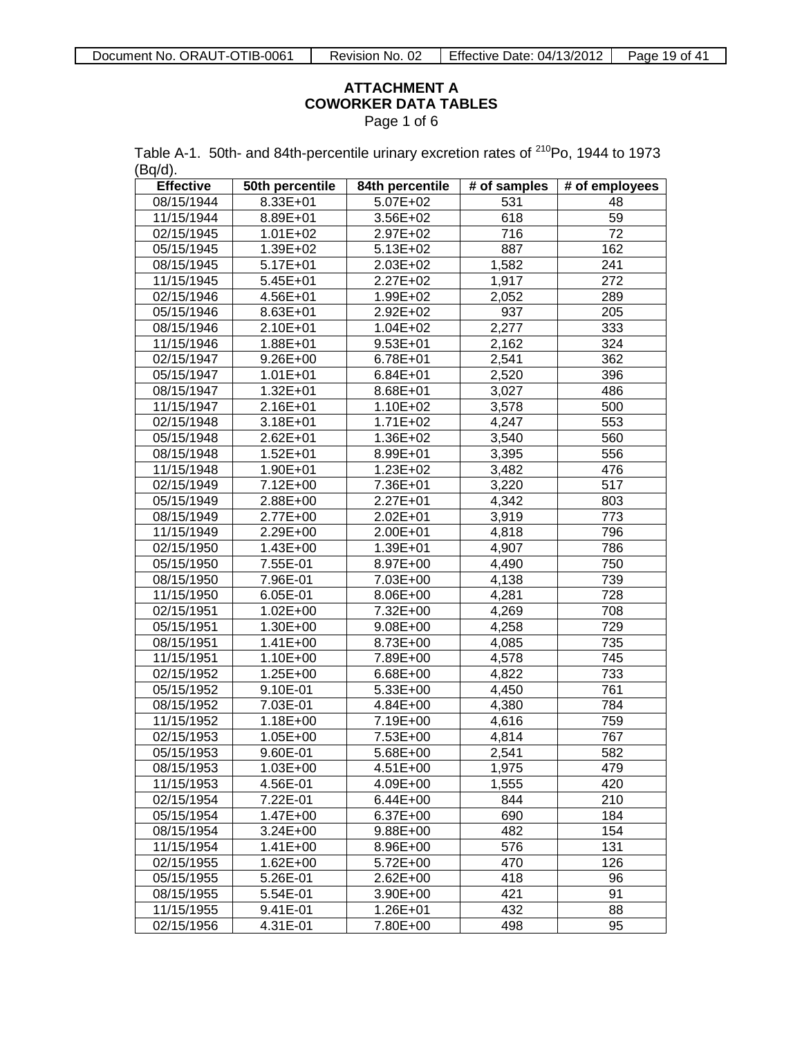**ATTACHMENT A**
**COWORKER DATA TABLES**
Page 1 of 6

Table A-1. 50th- and 84th-percentile urinary excretion rates of $^{210}$Po, 1944 to 1973 (Bq/d).

| Effective | 50th percentile | 84th percentile | # of samples | # of employees |
|---|---|---|---|---|
| 08/15/1944 | 8.33E+01 | 5.07E+02 | 531 | 48 |
| 11/15/1944 | 8.89E+01 | 3.56E+02 | 618 | 59 |
| 02/15/1945 | 1.01E+02 | 2.97E+02 | 716 | 72 |
| 05/15/1945 | 1.39E+02 | 5.13E+02 | 887 | 162 |
| 08/15/1945 | 5.17E+01 | 2.03E+02 | 1,582 | 241 |
| 11/15/1945 | 5.45E+01 | 2.27E+02 | 1,917 | 272 |
| 02/15/1946 | 4.56E+01 | 1.99E+02 | 2,052 | 289 |
| 05/15/1946 | 8.63E+01 | 2.92E+02 | 937 | 205 |
| 08/15/1946 | 2.10E+01 | 1.04E+02 | 2,277 | 333 |
| 11/15/1946 | 1.88E+01 | 9.53E+01 | 2,162 | 324 |
| 02/15/1947 | 9.26E+00 | 6.78E+01 | 2,541 | 362 |
| 05/15/1947 | 1.01E+01 | 6.84E+01 | 2,520 | 396 |
| 08/15/1947 | 1.32E+01 | 8.68E+01 | 3,027 | 486 |
| 11/15/1947 | 2.16E+01 | 1.10E+02 | 3,578 | 500 |
| 02/15/1948 | 3.18E+01 | 1.71E+02 | 4,247 | 553 |
| 05/15/1948 | 2.62E+01 | 1.36E+02 | 3,540 | 560 |
| 08/15/1948 | 1.52E+01 | 8.99E+01 | 3,395 | 556 |
| 11/15/1948 | 1.90E+01 | 1.23E+02 | 3,482 | 476 |
| 02/15/1949 | 7.12E+00 | 7.36E+01 | 3,220 | 517 |
| 05/15/1949 | 2.88E+00 | 2.27E+01 | 4,342 | 803 |
| 08/15/1949 | 2.77E+00 | 2.02E+01 | 3,919 | 773 |
| 11/15/1949 | 2.29E+00 | 2.00E+01 | 4,818 | 796 |
| 02/15/1950 | 1.43E+00 | 1.39E+01 | 4,907 | 786 |
| 05/15/1950 | 7.55E-01 | 8.97E+00 | 4,490 | 750 |
| 08/15/1950 | 7.96E-01 | 7.03E+00 | 4,138 | 739 |
| 11/15/1950 | 6.05E-01 | 8.06E+00 | 4,281 | 728 |
| 02/15/1951 | 1.02E+00 | 7.32E+00 | 4,269 | 708 |
| 05/15/1951 | 1.30E+00 | 9.08E+00 | 4,258 | 729 |
| 08/15/1951 | 1.41E+00 | 8.73E+00 | 4,085 | 735 |
| 11/15/1951 | 1.10E+00 | 7.89E+00 | 4,578 | 745 |
| 02/15/1952 | 1.25E+00 | 6.68E+00 | 4,822 | 733 |
| 05/15/1952 | 9.10E-01 | 5.33E+00 | 4,450 | 761 |
| 08/15/1952 | 7.03E-01 | 4.84E+00 | 4,380 | 784 |
| 11/15/1952 | 1.18E+00 | 7.19E+00 | 4,616 | 759 |
| 02/15/1953 | 1.05E+00 | 7.53E+00 | 4,814 | 767 |
| 05/15/1953 | 9.60E-01 | 5.68E+00 | 2,541 | 582 |
| 08/15/1953 | 1.03E+00 | 4.51E+00 | 1,975 | 479 |
| 11/15/1953 | 4.56E-01 | 4.09E+00 | 1,555 | 420 |
| 02/15/1954 | 7.22E-01 | 6.44E+00 | 844 | 210 |
| 05/15/1954 | 1.47E+00 | 6.37E+00 | 690 | 184 |
| 08/15/1954 | 3.24E+00 | 9.88E+00 | 482 | 154 |
| 11/15/1954 | 1.41E+00 | 8.96E+00 | 576 | 131 |
| 02/15/1955 | 1.62E+00 | 5.72E+00 | 470 | 126 |
| 05/15/1955 | 5.26E-01 | 2.62E+00 | 418 | 96 |
| 08/15/1955 | 5.54E-01 | 3.90E+00 | 421 | 91 |
| 11/15/1955 | 9.41E-01 | 1.26E+01 | 432 | 88 |
| 02/15/1956 | 4.31E-01 | 7.80E+00 | 498 | 95 |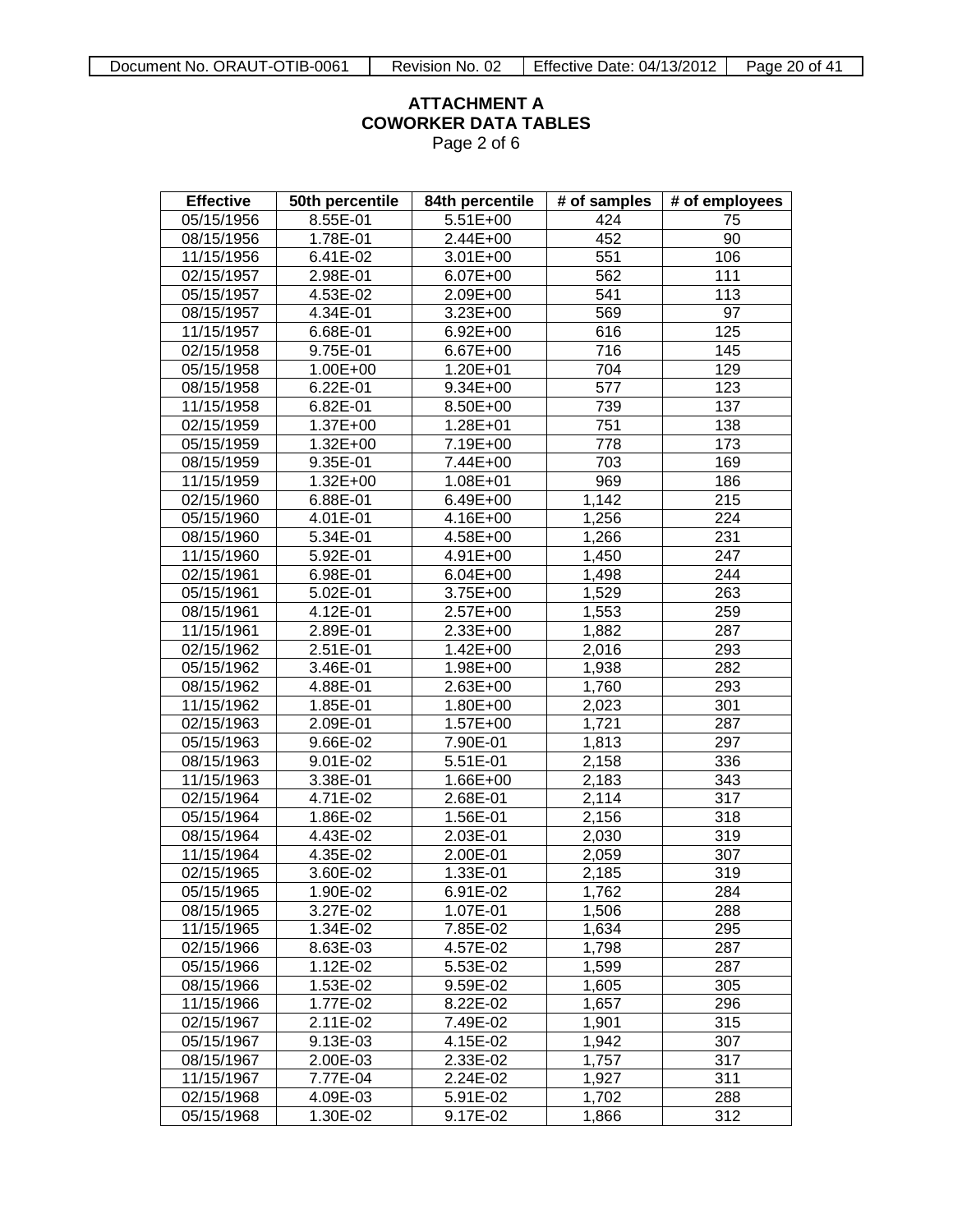**ATTACHMENT A**
**COWORKER DATA TABLES**
Page 2 of 6

| Effective | 50th percentile | 84th percentile | # of samples | # of employees |
|---|---|---|---|---|
| 05/15/1956 | 8.55E-01 | 5.51E+00 | 424 | 75 |
| 08/15/1956 | 1.78E-01 | 2.44E+00 | 452 | 90 |
| 11/15/1956 | 6.41E-02 | 3.01E+00 | 551 | 106 |
| 02/15/1957 | 2.98E-01 | 6.07E+00 | 562 | 111 |
| 05/15/1957 | 4.53E-02 | 2.09E+00 | 541 | 113 |
| 08/15/1957 | 4.34E-01 | 3.23E+00 | 569 | 97 |
| 11/15/1957 | 6.68E-01 | 6.92E+00 | 616 | 125 |
| 02/15/1958 | 9.75E-01 | 6.67E+00 | 716 | 145 |
| 05/15/1958 | 1.00E+00 | 1.20E+01 | 704 | 129 |
| 08/15/1958 | 6.22E-01 | 9.34E+00 | 577 | 123 |
| 11/15/1958 | 6.82E-01 | 8.50E+00 | 739 | 137 |
| 02/15/1959 | 1.37E+00 | 1.28E+01 | 751 | 138 |
| 05/15/1959 | 1.32E+00 | 7.19E+00 | 778 | 173 |
| 08/15/1959 | 9.35E-01 | 7.44E+00 | 703 | 169 |
| 11/15/1959 | 1.32E+00 | 1.08E+01 | 969 | 186 |
| 02/15/1960 | 6.88E-01 | 6.49E+00 | 1,142 | 215 |
| 05/15/1960 | 4.01E-01 | 4.16E+00 | 1,256 | 224 |
| 08/15/1960 | 5.34E-01 | 4.58E+00 | 1,266 | 231 |
| 11/15/1960 | 5.92E-01 | 4.91E+00 | 1,450 | 247 |
| 02/15/1961 | 6.98E-01 | 6.04E+00 | 1,498 | 244 |
| 05/15/1961 | 5.02E-01 | 3.75E+00 | 1,529 | 263 |
| 08/15/1961 | 4.12E-01 | 2.57E+00 | 1,553 | 259 |
| 11/15/1961 | 2.89E-01 | 2.33E+00 | 1,882 | 287 |
| 02/15/1962 | 2.51E-01 | 1.42E+00 | 2,016 | 293 |
| 05/15/1962 | 3.46E-01 | 1.98E+00 | 1,938 | 282 |
| 08/15/1962 | 4.88E-01 | 2.63E+00 | 1,760 | 293 |
| 11/15/1962 | 1.85E-01 | 1.80E+00 | 2,023 | 301 |
| 02/15/1963 | 2.09E-01 | 1.57E+00 | 1,721 | 287 |
| 05/15/1963 | 9.66E-02 | 7.90E-01 | 1,813 | 297 |
| 08/15/1963 | 9.01E-02 | 5.51E-01 | 2,158 | 336 |
| 11/15/1963 | 3.38E-01 | 1.66E+00 | 2,183 | 343 |
| 02/15/1964 | 4.71E-02 | 2.68E-01 | 2,114 | 317 |
| 05/15/1964 | 1.86E-02 | 1.56E-01 | 2,156 | 318 |
| 08/15/1964 | 4.43E-02 | 2.03E-01 | 2,030 | 319 |
| 11/15/1964 | 4.35E-02 | 2.00E-01 | 2,059 | 307 |
| 02/15/1965 | 3.60E-02 | 1.33E-01 | 2,185 | 319 |
| 05/15/1965 | 1.90E-02 | 6.91E-02 | 1,762 | 284 |
| 08/15/1965 | 3.27E-02 | 1.07E-01 | 1,506 | 288 |
| 11/15/1965 | 1.34E-02 | 7.85E-02 | 1,634 | 295 |
| 02/15/1966 | 8.63E-03 | 4.57E-02 | 1,798 | 287 |
| 05/15/1966 | 1.12E-02 | 5.53E-02 | 1,599 | 287 |
| 08/15/1966 | 1.53E-02 | 9.59E-02 | 1,605 | 305 |
| 11/15/1966 | 1.77E-02 | 8.22E-02 | 1,657 | 296 |
| 02/15/1967 | 2.11E-02 | 7.49E-02 | 1,901 | 315 |
| 05/15/1967 | 9.13E-03 | 4.15E-02 | 1,942 | 307 |
| 08/15/1967 | 2.00E-03 | 2.33E-02 | 1,757 | 317 |
| 11/15/1967 | 7.77E-04 | 2.24E-02 | 1,927 | 311 |
| 02/15/1968 | 4.09E-03 | 5.91E-02 | 1,702 | 288 |
| 05/15/1968 | 1.30E-02 | 9.17E-02 | 1,866 | 312 |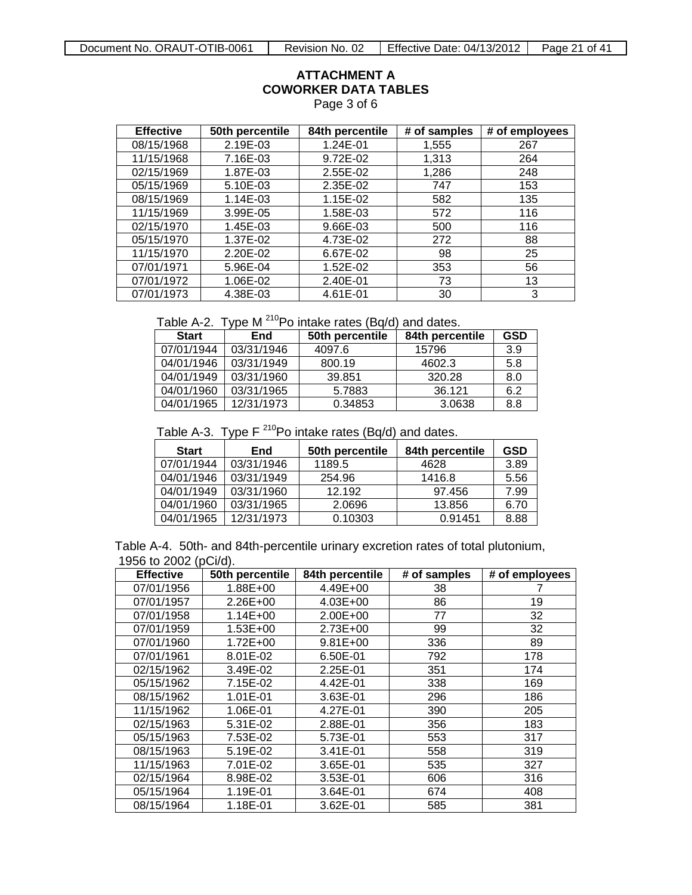# ATTACHMENT A
## COWORKER DATA TABLES
Page 3 of 6

| Effective | 50th percentile | 84th percentile | # of samples | # of employees |
|---|---|---|---|---|
| 08/15/1968 | 2.19E-03 | 1.24E-01 | 1,555 | 267 |
| 11/15/1968 | 7.16E-03 | 9.72E-02 | 1,313 | 264 |
| 02/15/1969 | 1.87E-03 | 2.55E-02 | 1,286 | 248 |
| 05/15/1969 | 5.10E-03 | 2.35E-02 | 747 | 153 |
| 08/15/1969 | 1.14E-03 | 1.15E-02 | 582 | 135 |
| 11/15/1969 | 3.99E-05 | 1.58E-03 | 572 | 116 |
| 02/15/1970 | 1.45E-03 | 9.66E-03 | 500 | 116 |
| 05/15/1970 | 1.37E-02 | 4.73E-02 | 272 | 88 |
| 11/15/1970 | 2.20E-02 | 6.67E-02 | 98 | 25 |
| 07/01/1971 | 5.96E-04 | 1.52E-02 | 353 | 56 |
| 07/01/1972 | 1.06E-02 | 2.40E-01 | 73 | 13 |
| 07/01/1973 | 4.38E-03 | 4.61E-01 | 30 | 3 |

Table A-2. Type M $^{210}$Po intake rates (Bq/d) and dates.

| Start | End | 50th percentile | 84th percentile | GSD |
|---|---|---|---|---|
| 07/01/1944 | 03/31/1946 | 4097.6 | 15796 | 3.9 |
| 04/01/1946 | 03/31/1949 | 800.19 | 4602.3 | 5.8 |
| 04/01/1949 | 03/31/1960 | 39.851 | 320.28 | 8.0 |
| 04/01/1960 | 03/31/1965 | 5.7883 | 36.121 | 6.2 |
| 04/01/1965 | 12/31/1973 | 0.34853 | 3.0638 | 8.8 |

Table A-3. Type F $^{210}$Po intake rates (Bq/d) and dates.

| Start | End | 50th percentile | 84th percentile | GSD |
|---|---|---|---|---|
| 07/01/1944 | 03/31/1946 | 1189.5 | 4628 | 3.89 |
| 04/01/1946 | 03/31/1949 | 254.96 | 1416.8 | 5.56 |
| 04/01/1949 | 03/31/1960 | 12.192 | 97.456 | 7.99 |
| 04/01/1960 | 03/31/1965 | 2.0696 | 13.856 | 6.70 |
| 04/01/1965 | 12/31/1973 | 0.10303 | 0.91451 | 8.88 |

Table A-4. 50th- and 84th-percentile urinary excretion rates of total plutonium, 1956 to 2002 (pCi/d).

| Effective | 50th percentile | 84th percentile | # of samples | # of employees |
|---|---|---|---|---|
| 07/01/1956 | 1.88E+00 | 4.49E+00 | 38 | 7 |
| 07/01/1957 | 2.26E+00 | 4.03E+00 | 86 | 19 |
| 07/01/1958 | 1.14E+00 | 2.00E+00 | 77 | 32 |
| 07/01/1959 | 1.53E+00 | 2.73E+00 | 99 | 32 |
| 07/01/1960 | 1.72E+00 | 9.81E+00 | 336 | 89 |
| 07/01/1961 | 8.01E-02 | 6.50E-01 | 792 | 178 |
| 02/15/1962 | 3.49E-02 | 2.25E-01 | 351 | 174 |
| 05/15/1962 | 7.15E-02 | 4.42E-01 | 338 | 169 |
| 08/15/1962 | 1.01E-01 | 3.63E-01 | 296 | 186 |
| 11/15/1962 | 1.06E-01 | 4.27E-01 | 390 | 205 |
| 02/15/1963 | 5.31E-02 | 2.88E-01 | 356 | 183 |
| 05/15/1963 | 7.53E-02 | 5.73E-01 | 553 | 317 |
| 08/15/1963 | 5.19E-02 | 3.41E-01 | 558 | 319 |
| 11/15/1963 | 7.01E-02 | 3.65E-01 | 535 | 327 |
| 02/15/1964 | 8.98E-02 | 3.53E-01 | 606 | 316 |
| 05/15/1964 | 1.19E-01 | 3.64E-01 | 674 | 408 |
| 08/15/1964 | 1.18E-01 | 3.62E-01 | 585 | 381 |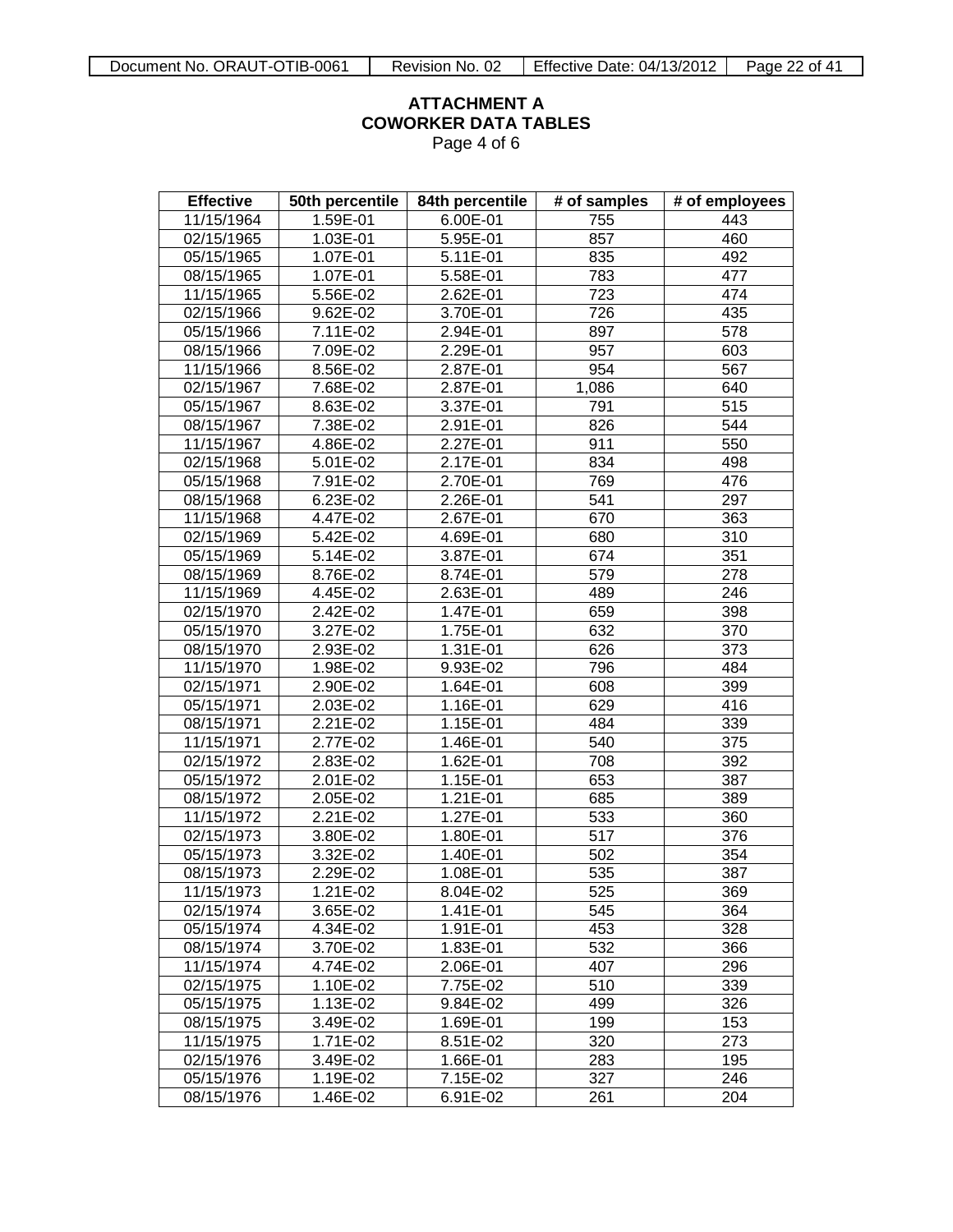**ATTACHMENT A**
**COWORKER DATA TABLES**
Page 4 of 6

| Effective | 50th percentile | 84th percentile | # of samples | # of employees |
|---|---|---|---|---|
| 11/15/1964 | 1.59E-01 | 6.00E-01 | 755 | 443 |
| 02/15/1965 | 1.03E-01 | 5.95E-01 | 857 | 460 |
| 05/15/1965 | 1.07E-01 | 5.11E-01 | 835 | 492 |
| 08/15/1965 | 1.07E-01 | 5.58E-01 | 783 | 477 |
| 11/15/1965 | 5.56E-02 | 2.62E-01 | 723 | 474 |
| 02/15/1966 | 9.62E-02 | 3.70E-01 | 726 | 435 |
| 05/15/1966 | 7.11E-02 | 2.94E-01 | 897 | 578 |
| 08/15/1966 | 7.09E-02 | 2.29E-01 | 957 | 603 |
| 11/15/1966 | 8.56E-02 | 2.87E-01 | 954 | 567 |
| 02/15/1967 | 7.68E-02 | 2.87E-01 | 1,086 | 640 |
| 05/15/1967 | 8.63E-02 | 3.37E-01 | 791 | 515 |
| 08/15/1967 | 7.38E-02 | 2.91E-01 | 826 | 544 |
| 11/15/1967 | 4.86E-02 | 2.27E-01 | 911 | 550 |
| 02/15/1968 | 5.01E-02 | 2.17E-01 | 834 | 498 |
| 05/15/1968 | 7.91E-02 | 2.70E-01 | 769 | 476 |
| 08/15/1968 | 6.23E-02 | 2.26E-01 | 541 | 297 |
| 11/15/1968 | 4.47E-02 | 2.67E-01 | 670 | 363 |
| 02/15/1969 | 5.42E-02 | 4.69E-01 | 680 | 310 |
| 05/15/1969 | 5.14E-02 | 3.87E-01 | 674 | 351 |
| 08/15/1969 | 8.76E-02 | 8.74E-01 | 579 | 278 |
| 11/15/1969 | 4.45E-02 | 2.63E-01 | 489 | 246 |
| 02/15/1970 | 2.42E-02 | 1.47E-01 | 659 | 398 |
| 05/15/1970 | 3.27E-02 | 1.75E-01 | 632 | 370 |
| 08/15/1970 | 2.93E-02 | 1.31E-01 | 626 | 373 |
| 11/15/1970 | 1.98E-02 | 9.93E-02 | 796 | 484 |
| 02/15/1971 | 2.90E-02 | 1.64E-01 | 608 | 399 |
| 05/15/1971 | 2.03E-02 | 1.16E-01 | 629 | 416 |
| 08/15/1971 | 2.21E-02 | 1.15E-01 | 484 | 339 |
| 11/15/1971 | 2.77E-02 | 1.46E-01 | 540 | 375 |
| 02/15/1972 | 2.83E-02 | 1.62E-01 | 708 | 392 |
| 05/15/1972 | 2.01E-02 | 1.15E-01 | 653 | 387 |
| 08/15/1972 | 2.05E-02 | 1.21E-01 | 685 | 389 |
| 11/15/1972 | 2.21E-02 | 1.27E-01 | 533 | 360 |
| 02/15/1973 | 3.80E-02 | 1.80E-01 | 517 | 376 |
| 05/15/1973 | 3.32E-02 | 1.40E-01 | 502 | 354 |
| 08/15/1973 | 2.29E-02 | 1.08E-01 | 535 | 387 |
| 11/15/1973 | 1.21E-02 | 8.04E-02 | 525 | 369 |
| 02/15/1974 | 3.65E-02 | 1.41E-01 | 545 | 364 |
| 05/15/1974 | 4.34E-02 | 1.91E-01 | 453 | 328 |
| 08/15/1974 | 3.70E-02 | 1.83E-01 | 532 | 366 |
| 11/15/1974 | 4.74E-02 | 2.06E-01 | 407 | 296 |
| 02/15/1975 | 1.10E-02 | 7.75E-02 | 510 | 339 |
| 05/15/1975 | 1.13E-02 | 9.84E-02 | 499 | 326 |
| 08/15/1975 | 3.49E-02 | 1.69E-01 | 199 | 153 |
| 11/15/1975 | 1.71E-02 | 8.51E-02 | 320 | 273 |
| 02/15/1976 | 3.49E-02 | 1.66E-01 | 283 | 195 |
| 05/15/1976 | 1.19E-02 | 7.15E-02 | 327 | 246 |
| 08/15/1976 | 1.46E-02 | 6.91E-02 | 261 | 204 |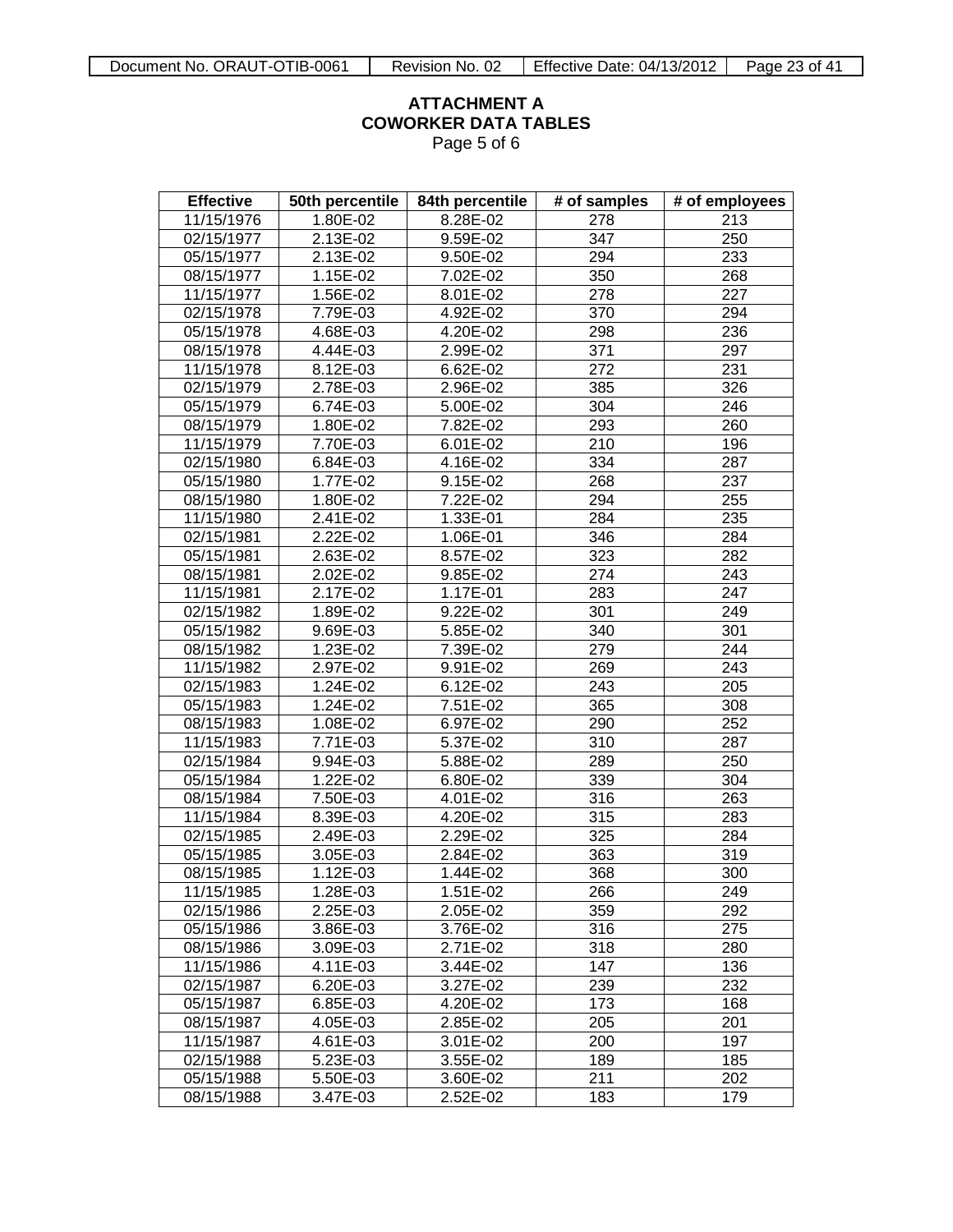**ATTACHMENT A**
**COWORKER DATA TABLES**
Page 5 of 6

| Effective | 50th percentile | 84th percentile | # of samples | # of employees |
|---|---|---|---|---|
| 11/15/1976 | 1.80E-02 | 8.28E-02 | 278 | 213 |
| 02/15/1977 | 2.13E-02 | 9.59E-02 | 347 | 250 |
| 05/15/1977 | 2.13E-02 | 9.50E-02 | 294 | 233 |
| 08/15/1977 | 1.15E-02 | 7.02E-02 | 350 | 268 |
| 11/15/1977 | 1.56E-02 | 8.01E-02 | 278 | 227 |
| 02/15/1978 | 7.79E-03 | 4.92E-02 | 370 | 294 |
| 05/15/1978 | 4.68E-03 | 4.20E-02 | 298 | 236 |
| 08/15/1978 | 4.44E-03 | 2.99E-02 | 371 | 297 |
| 11/15/1978 | 8.12E-03 | 6.62E-02 | 272 | 231 |
| 02/15/1979 | 2.78E-03 | 2.96E-02 | 385 | 326 |
| 05/15/1979 | 6.74E-03 | 5.00E-02 | 304 | 246 |
| 08/15/1979 | 1.80E-02 | 7.82E-02 | 293 | 260 |
| 11/15/1979 | 7.70E-03 | 6.01E-02 | 210 | 196 |
| 02/15/1980 | 6.84E-03 | 4.16E-02 | 334 | 287 |
| 05/15/1980 | 1.77E-02 | 9.15E-02 | 268 | 237 |
| 08/15/1980 | 1.80E-02 | 7.22E-02 | 294 | 255 |
| 11/15/1980 | 2.41E-02 | 1.33E-01 | 284 | 235 |
| 02/15/1981 | 2.22E-02 | 1.06E-01 | 346 | 284 |
| 05/15/1981 | 2.63E-02 | 8.57E-02 | 323 | 282 |
| 08/15/1981 | 2.02E-02 | 9.85E-02 | 274 | 243 |
| 11/15/1981 | 2.17E-02 | 1.17E-01 | 283 | 247 |
| 02/15/1982 | 1.89E-02 | 9.22E-02 | 301 | 249 |
| 05/15/1982 | 9.69E-03 | 5.85E-02 | 340 | 301 |
| 08/15/1982 | 1.23E-02 | 7.39E-02 | 279 | 244 |
| 11/15/1982 | 2.97E-02 | 9.91E-02 | 269 | 243 |
| 02/15/1983 | 1.24E-02 | 6.12E-02 | 243 | 205 |
| 05/15/1983 | 1.24E-02 | 7.51E-02 | 365 | 308 |
| 08/15/1983 | 1.08E-02 | 6.97E-02 | 290 | 252 |
| 11/15/1983 | 7.71E-03 | 5.37E-02 | 310 | 287 |
| 02/15/1984 | 9.94E-03 | 5.88E-02 | 289 | 250 |
| 05/15/1984 | 1.22E-02 | 6.80E-02 | 339 | 304 |
| 08/15/1984 | 7.50E-03 | 4.01E-02 | 316 | 263 |
| 11/15/1984 | 8.39E-03 | 4.20E-02 | 315 | 283 |
| 02/15/1985 | 2.49E-03 | 2.29E-02 | 325 | 284 |
| 05/15/1985 | 3.05E-03 | 2.84E-02 | 363 | 319 |
| 08/15/1985 | 1.12E-03 | 1.44E-02 | 368 | 300 |
| 11/15/1985 | 1.28E-03 | 1.51E-02 | 266 | 249 |
| 02/15/1986 | 2.25E-03 | 2.05E-02 | 359 | 292 |
| 05/15/1986 | 3.86E-03 | 3.76E-02 | 316 | 275 |
| 08/15/1986 | 3.09E-03 | 2.71E-02 | 318 | 280 |
| 11/15/1986 | 4.11E-03 | 3.44E-02 | 147 | 136 |
| 02/15/1987 | 6.20E-03 | 3.27E-02 | 239 | 232 |
| 05/15/1987 | 6.85E-03 | 4.20E-02 | 173 | 168 |
| 08/15/1987 | 4.05E-03 | 2.85E-02 | 205 | 201 |
| 11/15/1987 | 4.61E-03 | 3.01E-02 | 200 | 197 |
| 02/15/1988 | 5.23E-03 | 3.55E-02 | 189 | 185 |
| 05/15/1988 | 5.50E-03 | 3.60E-02 | 211 | 202 |
| 08/15/1988 | 3.47E-03 | 2.52E-02 | 183 | 179 |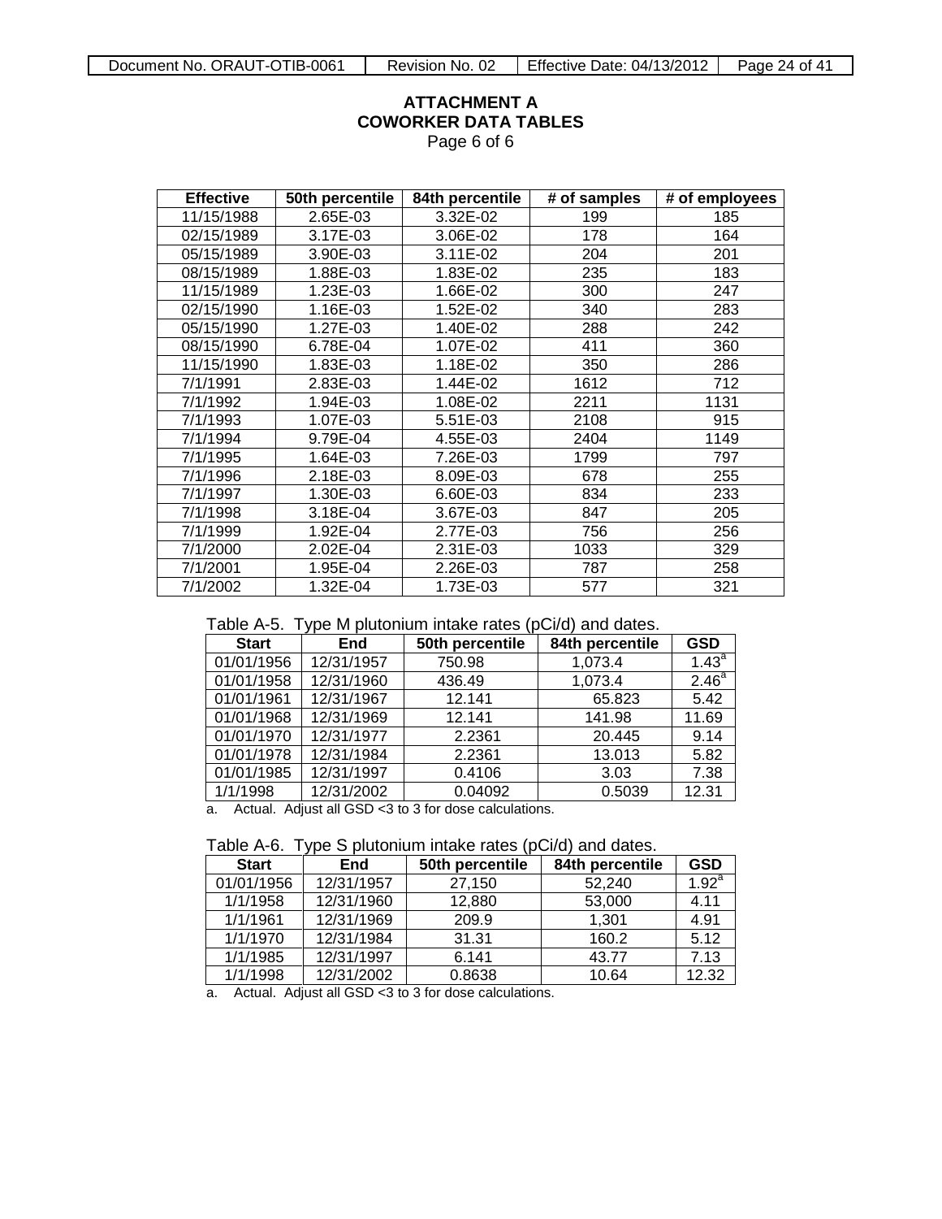**ATTACHMENT A**
**COWORKER DATA TABLES**
Page 6 of 6

| Effective | 50th percentile | 84th percentile | # of samples | # of employees |
|---|---|---|---|---|
| 11/15/1988 | 2.65E-03 | 3.32E-02 | 199 | 185 |
| 02/15/1989 | 3.17E-03 | 3.06E-02 | 178 | 164 |
| 05/15/1989 | 3.90E-03 | 3.11E-02 | 204 | 201 |
| 08/15/1989 | 1.88E-03 | 1.83E-02 | 235 | 183 |
| 11/15/1989 | 1.23E-03 | 1.66E-02 | 300 | 247 |
| 02/15/1990 | 1.16E-03 | 1.52E-02 | 340 | 283 |
| 05/15/1990 | 1.27E-03 | 1.40E-02 | 288 | 242 |
| 08/15/1990 | 6.78E-04 | 1.07E-02 | 411 | 360 |
| 11/15/1990 | 1.83E-03 | 1.18E-02 | 350 | 286 |
| 7/1/1991 | 2.83E-03 | 1.44E-02 | 1612 | 712 |
| 7/1/1992 | 1.94E-03 | 1.08E-02 | 2211 | 1131 |
| 7/1/1993 | 1.07E-03 | 5.51E-03 | 2108 | 915 |
| 7/1/1994 | 9.79E-04 | 4.55E-03 | 2404 | 1149 |
| 7/1/1995 | 1.64E-03 | 7.26E-03 | 1799 | 797 |
| 7/1/1996 | 2.18E-03 | 8.09E-03 | 678 | 255 |
| 7/1/1997 | 1.30E-03 | 6.60E-03 | 834 | 233 |
| 7/1/1998 | 3.18E-04 | 3.67E-03 | 847 | 205 |
| 7/1/1999 | 1.92E-04 | 2.77E-03 | 756 | 256 |
| 7/1/2000 | 2.02E-04 | 2.31E-03 | 1033 | 329 |
| 7/1/2001 | 1.95E-04 | 2.26E-03 | 787 | 258 |
| 7/1/2002 | 1.32E-04 | 1.73E-03 | 577 | 321 |

Table A-5. Type M plutonium intake rates (pCi/d) and dates.

| Start | End | 50th percentile | 84th percentile | GSD |
|---|---|---|---|---|
| 01/01/1956 | 12/31/1957 | 750.98 | 1,073.4 | 1.43[a] |
| 01/01/1958 | 12/31/1960 | 436.49 | 1,073.4 | 2.46[a] |
| 01/01/1961 | 12/31/1967 | 12.141 | 65.823 | 5.42 |
| 01/01/1968 | 12/31/1969 | 12.141 | 141.98 | 11.69 |
| 01/01/1970 | 12/31/1977 | 2.2361 | 20.445 | 9.14 |
| 01/01/1978 | 12/31/1984 | 2.2361 | 13.013 | 5.82 |
| 01/01/1985 | 12/31/1997 | 0.4106 | 3.03 | 7.38 |
| 1/1/1998 | 12/31/2002 | 0.04092 | 0.5039 | 12.31 |

a. Actual. Adjust all GSD <3 to 3 for dose calculations.

Table A-6. Type S plutonium intake rates (pCi/d) and dates.

| Start | End | 50th percentile | 84th percentile | GSD |
|---|---|---|---|---|
| 01/01/1956 | 12/31/1957 | 27,150 | 52,240 | 1.92[a] |
| 1/1/1958 | 12/31/1960 | 12,880 | 53,000 | 4.11 |
| 1/1/1961 | 12/31/1969 | 209.9 | 1,301 | 4.91 |
| 1/1/1970 | 12/31/1984 | 31.31 | 160.2 | 5.12 |
| 1/1/1985 | 12/31/1997 | 6.141 | 43.77 | 7.13 |
| 1/1/1998 | 12/31/2002 | 0.8638 | 10.64 | 12.32 |

a. Actual. Adjust all GSD <3 to 3 for dose calculations.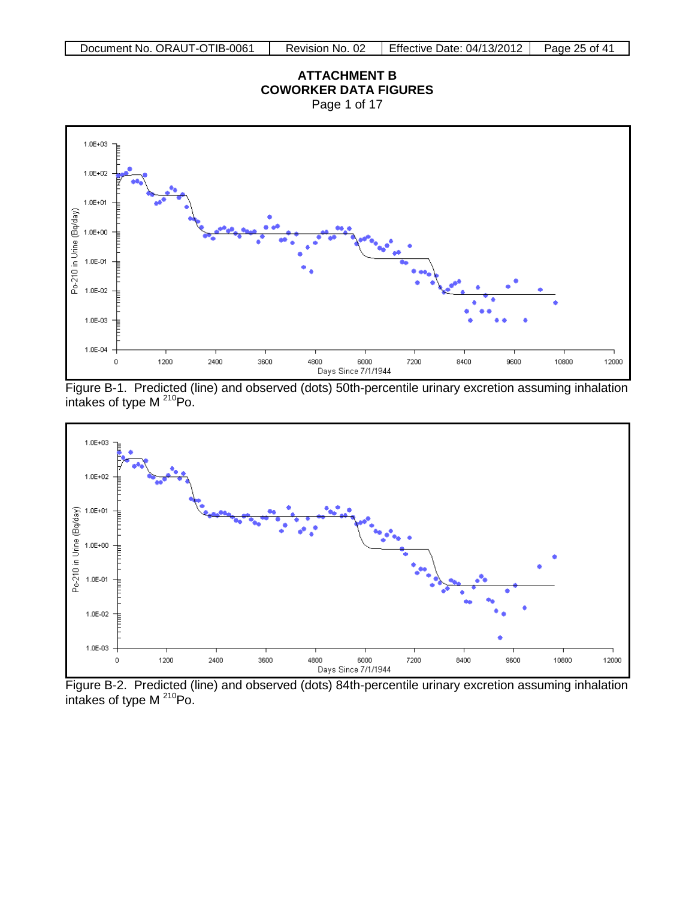# ATTACHMENT B
## COWORKER DATA FIGURES
Page 1 of 17

Figure B-1. Predicted (line) and observed (dots) 50th-percentile urinary excretion assuming inhalation intakes of type M $^{210}$Po.

Figure B-2. Predicted (line) and observed (dots) 84th-percentile urinary excretion assuming inhalation intakes of type M $^{210}$Po.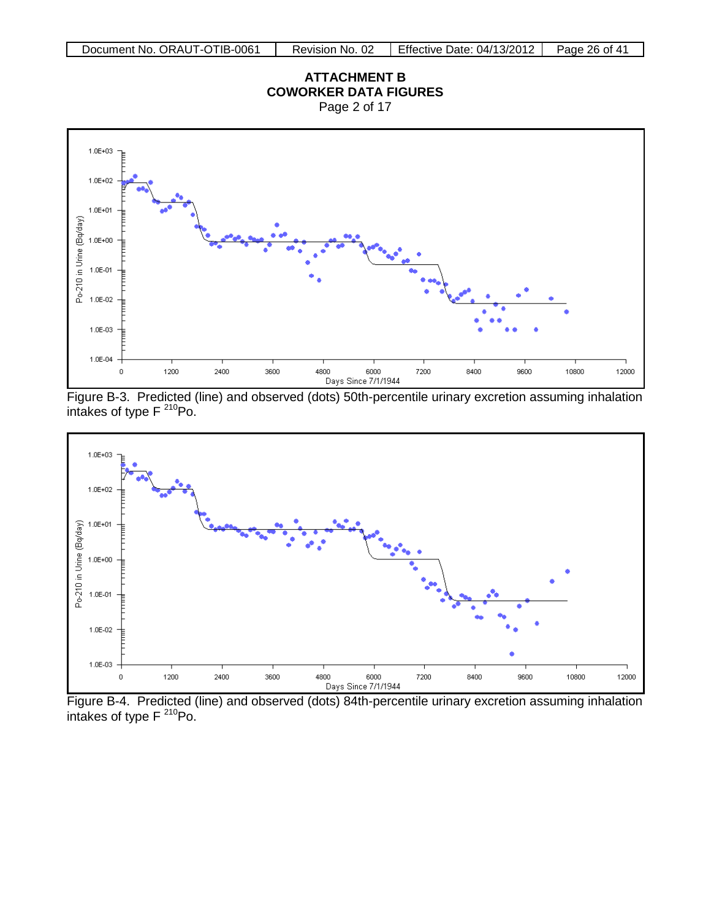**ATTACHMENT B**
**COWORKER DATA FIGURES**
Page 2 of 17

Figure B-3. Predicted (line) and observed (dots) 50th-percentile urinary excretion assuming inhalation intakes of type F $^{210}$Po.

Figure B-4. Predicted (line) and observed (dots) 84th-percentile urinary excretion assuming inhalation intakes of type F $^{210}$Po.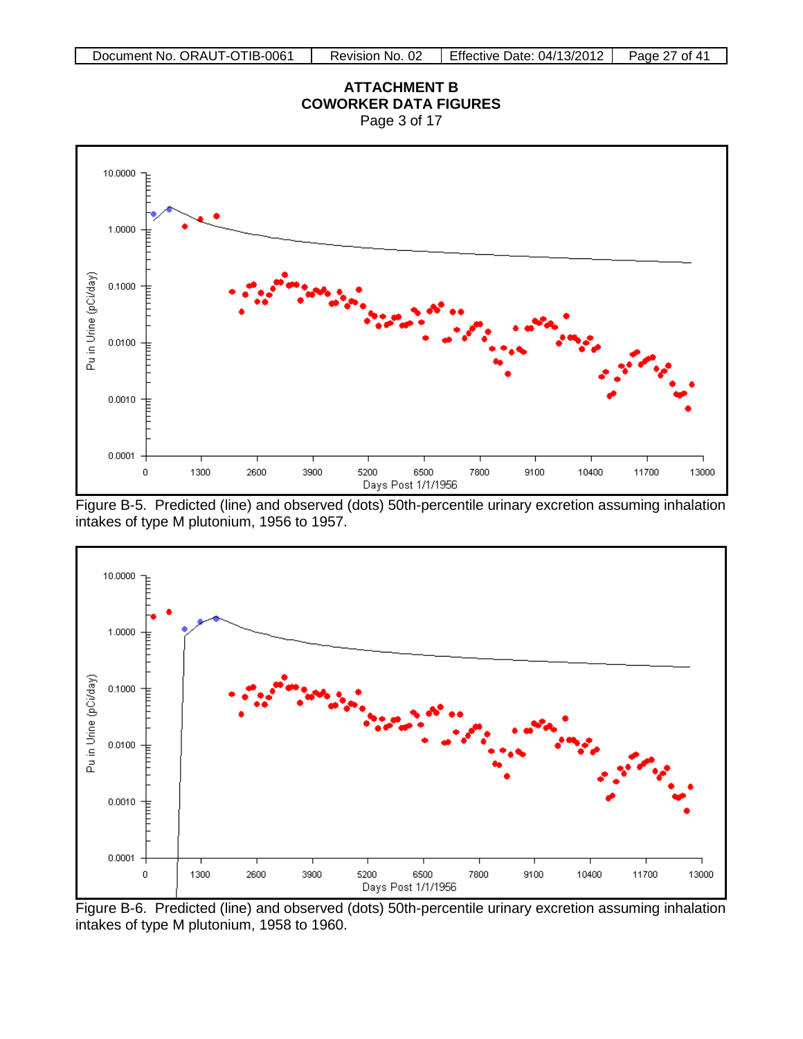## ATTACHMENT B
## COWORKER DATA FIGURES

Page 3 of 17

Figure B-5. Predicted (line) and observed (dots) 50th-percentile urinary excretion assuming inhalation intakes of type M plutonium, 1956 to 1957.

Figure B-6. Predicted (line) and observed (dots) 50th-percentile urinary excretion assuming inhalation intakes of type M plutonium, 1958 to 1960.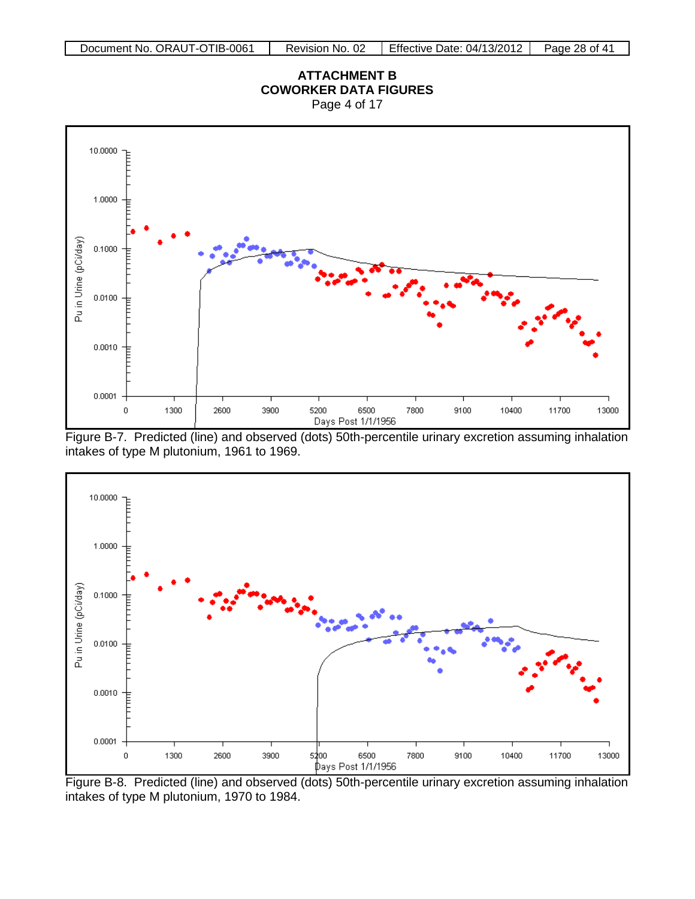**ATTACHMENT B**
**COWORKER DATA FIGURES**
Page 4 of 17

Figure B-7. Predicted (line) and observed (dots) 50th-percentile urinary excretion assuming inhalation intakes of type M plutonium, 1961 to 1969.

Figure B-8. Predicted (line) and observed (dots) 50th-percentile urinary excretion assuming inhalation intakes of type M plutonium, 1970 to 1984.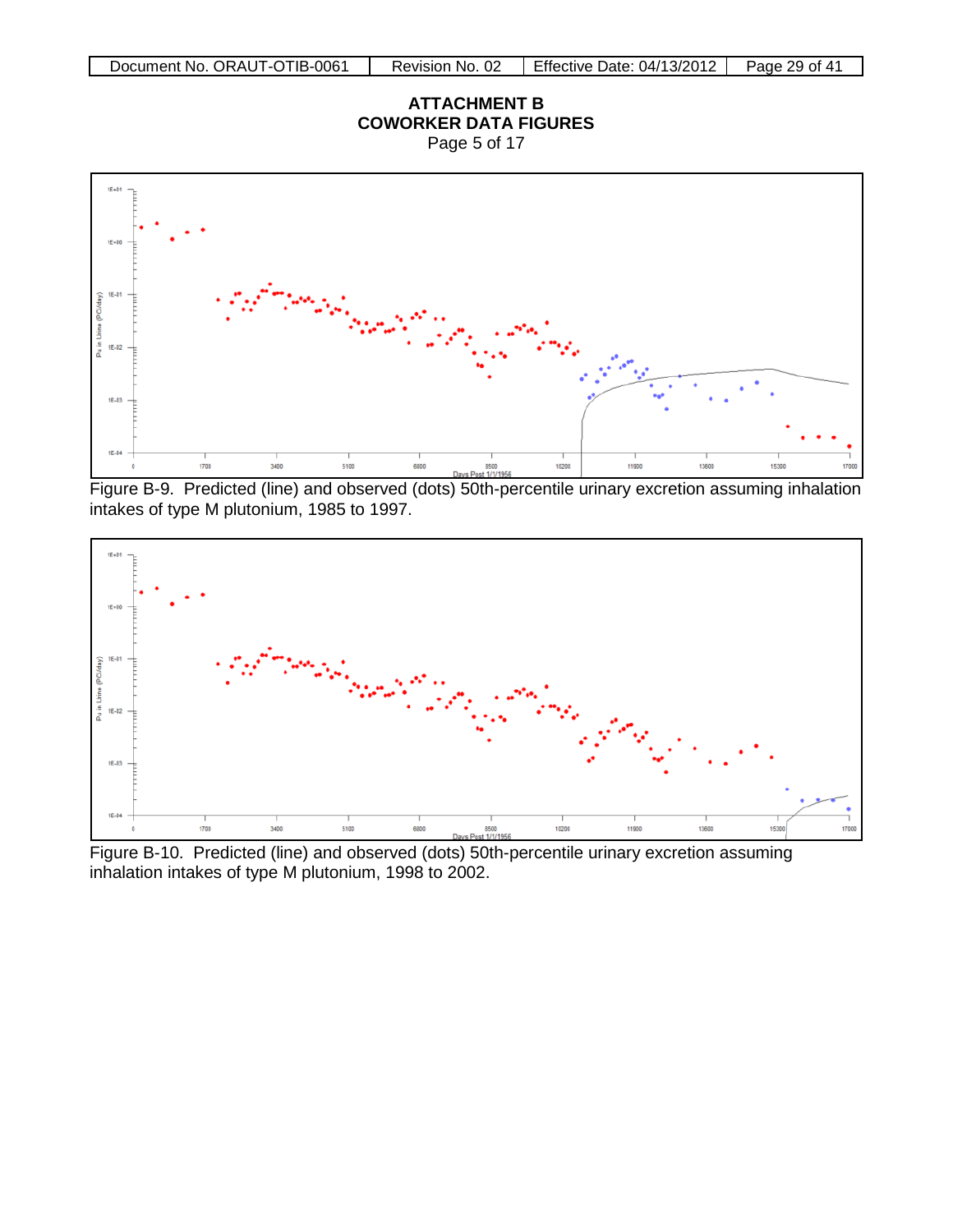## ATTACHMENT B
## COWORKER DATA FIGURES
Page 5 of 17

Figure B-9. Predicted (line) and observed (dots) 50th-percentile urinary excretion assuming inhalation intakes of type M plutonium, 1985 to 1997.

Figure B-10. Predicted (line) and observed (dots) 50th-percentile urinary excretion assuming inhalation intakes of type M plutonium, 1998 to 2002.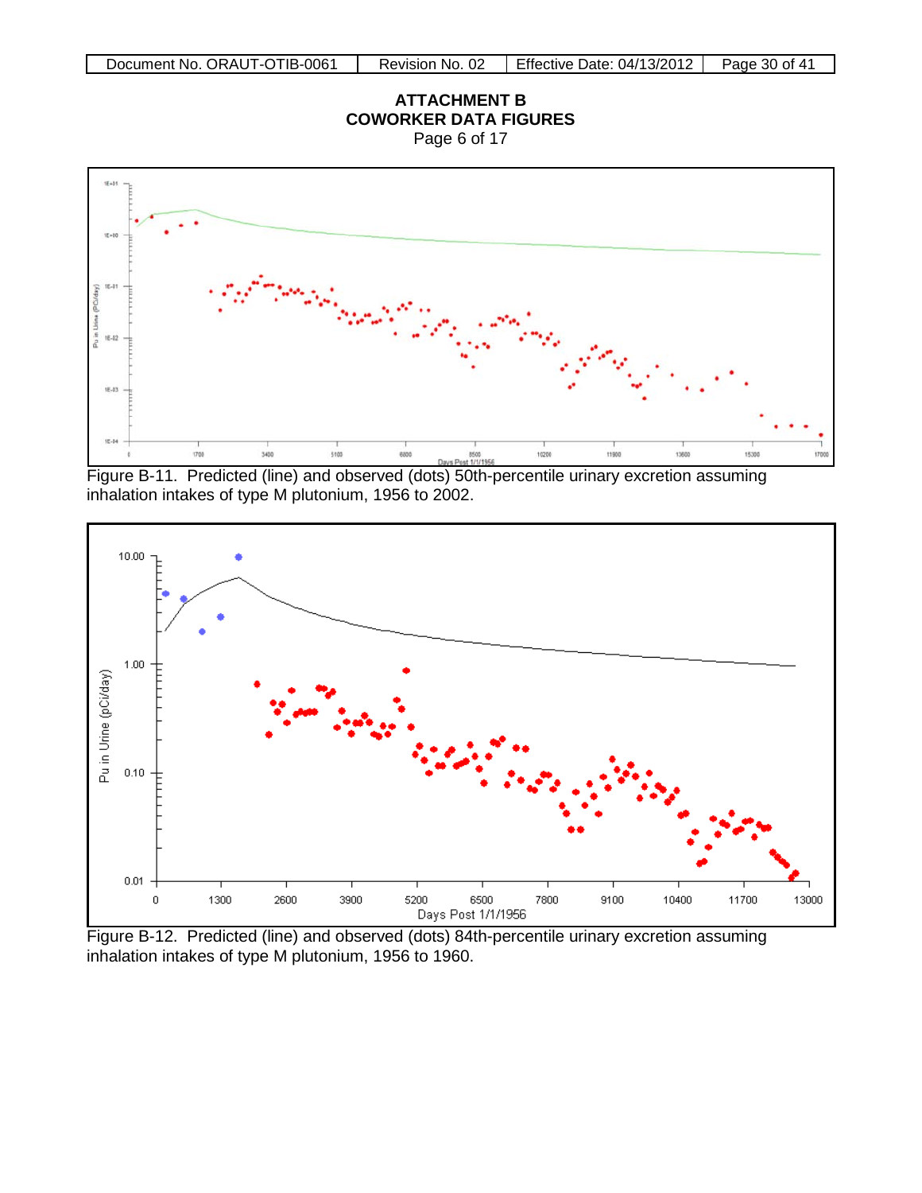**ATTACHMENT B**
**COWORKER DATA FIGURES**
Page 6 of 17

Figure B-11. Predicted (line) and observed (dots) 50th-percentile urinary excretion assuming inhalation intakes of type M plutonium, 1956 to 2002.

Figure B-12. Predicted (line) and observed (dots) 84th-percentile urinary excretion assuming inhalation intakes of type M plutonium, 1956 to 1960.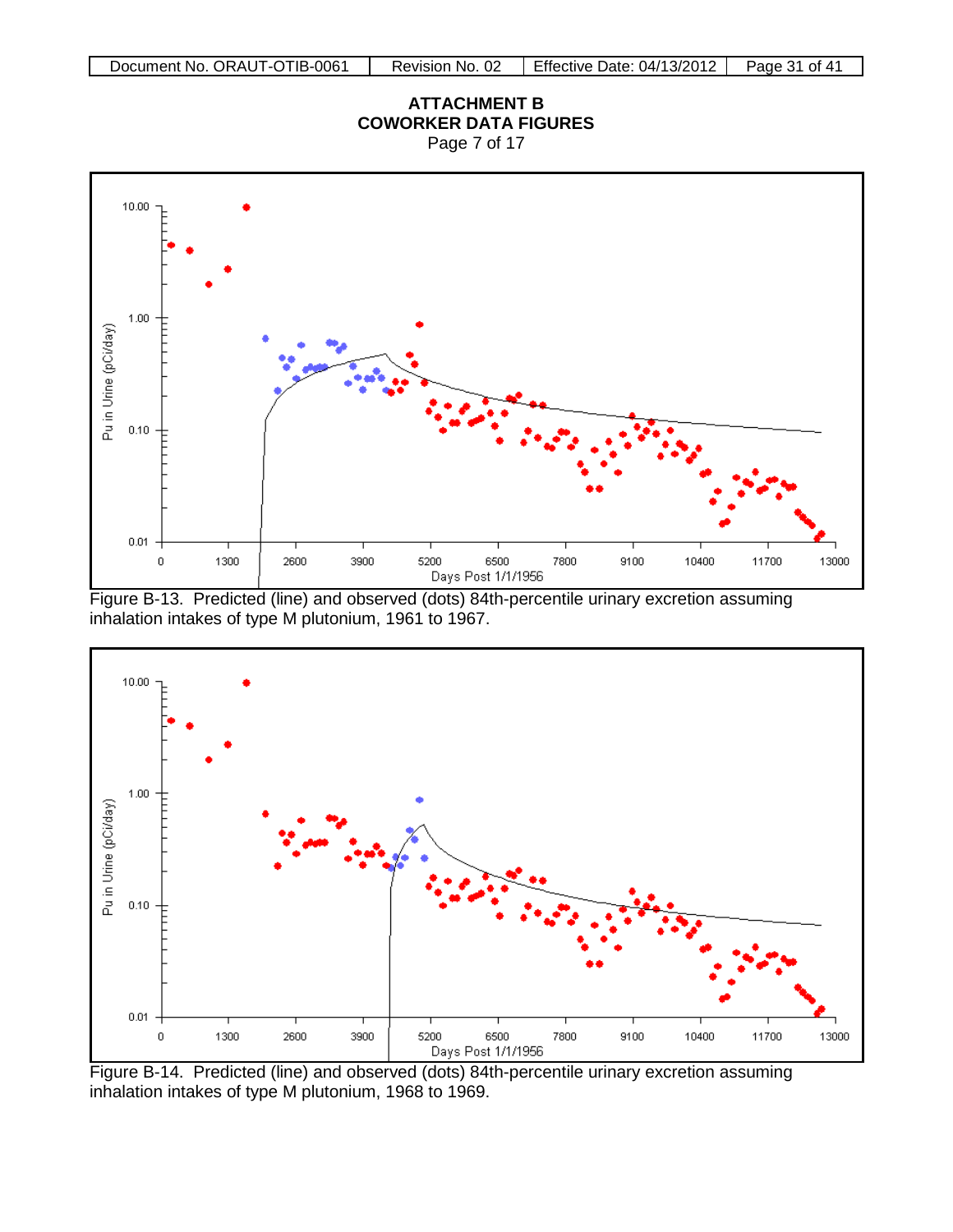# ATTACHMENT B
# COWORKER DATA FIGURES

Page 7 of 17

Figure B-13. Predicted (line) and observed (dots) 84th-percentile urinary excretion assuming inhalation intakes of type M plutonium, 1961 to 1967.

Figure B-14. Predicted (line) and observed (dots) 84th-percentile urinary excretion assuming inhalation intakes of type M plutonium, 1968 to 1969.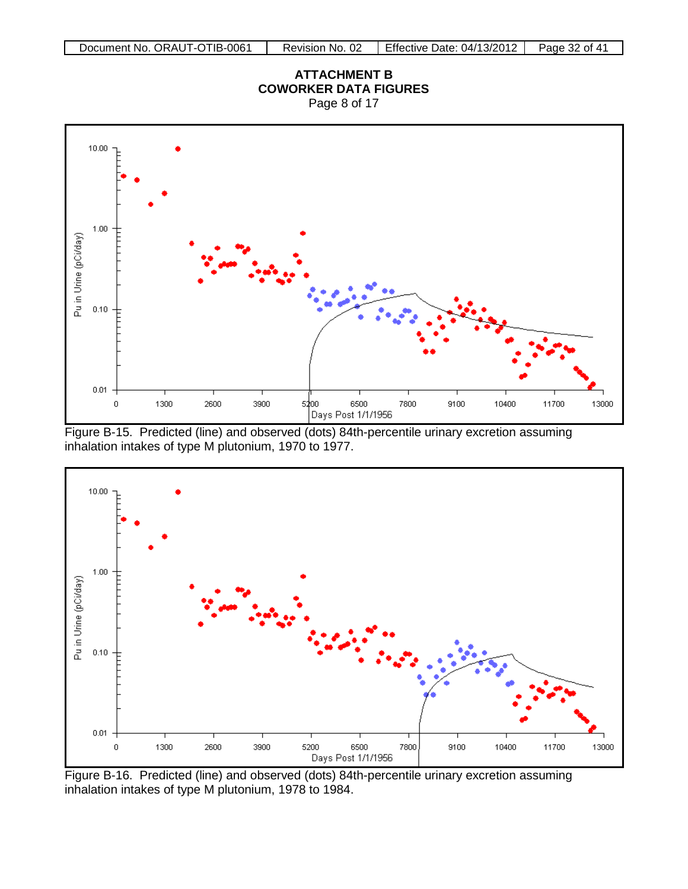# ATTACHMENT B
## COWORKER DATA FIGURES
Page 8 of 17

Figure B-15. Predicted (line) and observed (dots) 84th-percentile urinary excretion assuming inhalation intakes of type M plutonium, 1970 to 1977.

Figure B-16. Predicted (line) and observed (dots) 84th-percentile urinary excretion assuming inhalation intakes of type M plutonium, 1978 to 1984.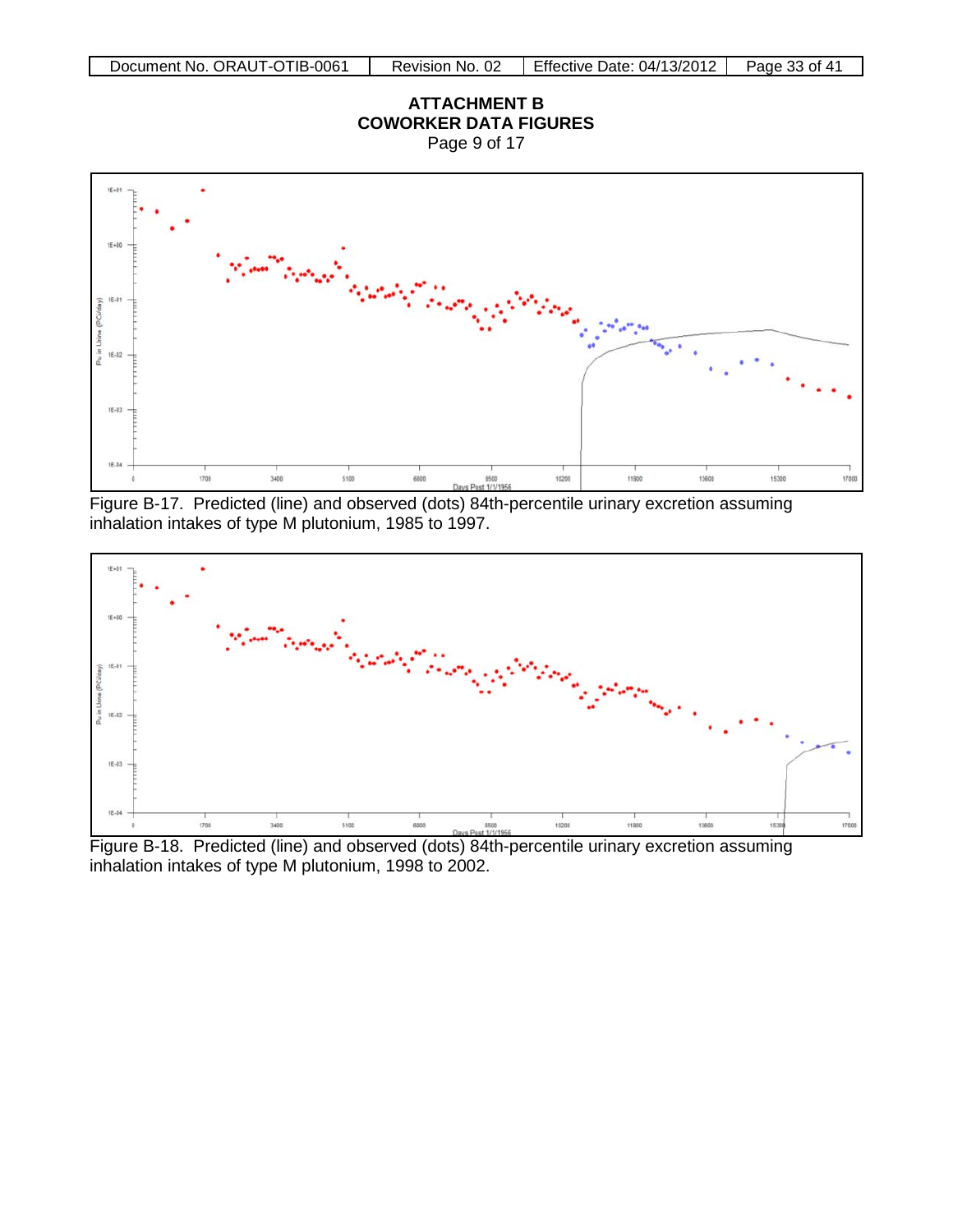**ATTACHMENT B**
**COWORKER DATA FIGURES**
Page 9 of 17

Figure B-17. Predicted (line) and observed (dots) 84th-percentile urinary excretion assuming inhalation intakes of type M plutonium, 1985 to 1997.

Figure B-18. Predicted (line) and observed (dots) 84th-percentile urinary excretion assuming inhalation intakes of type M plutonium, 1998 to 2002.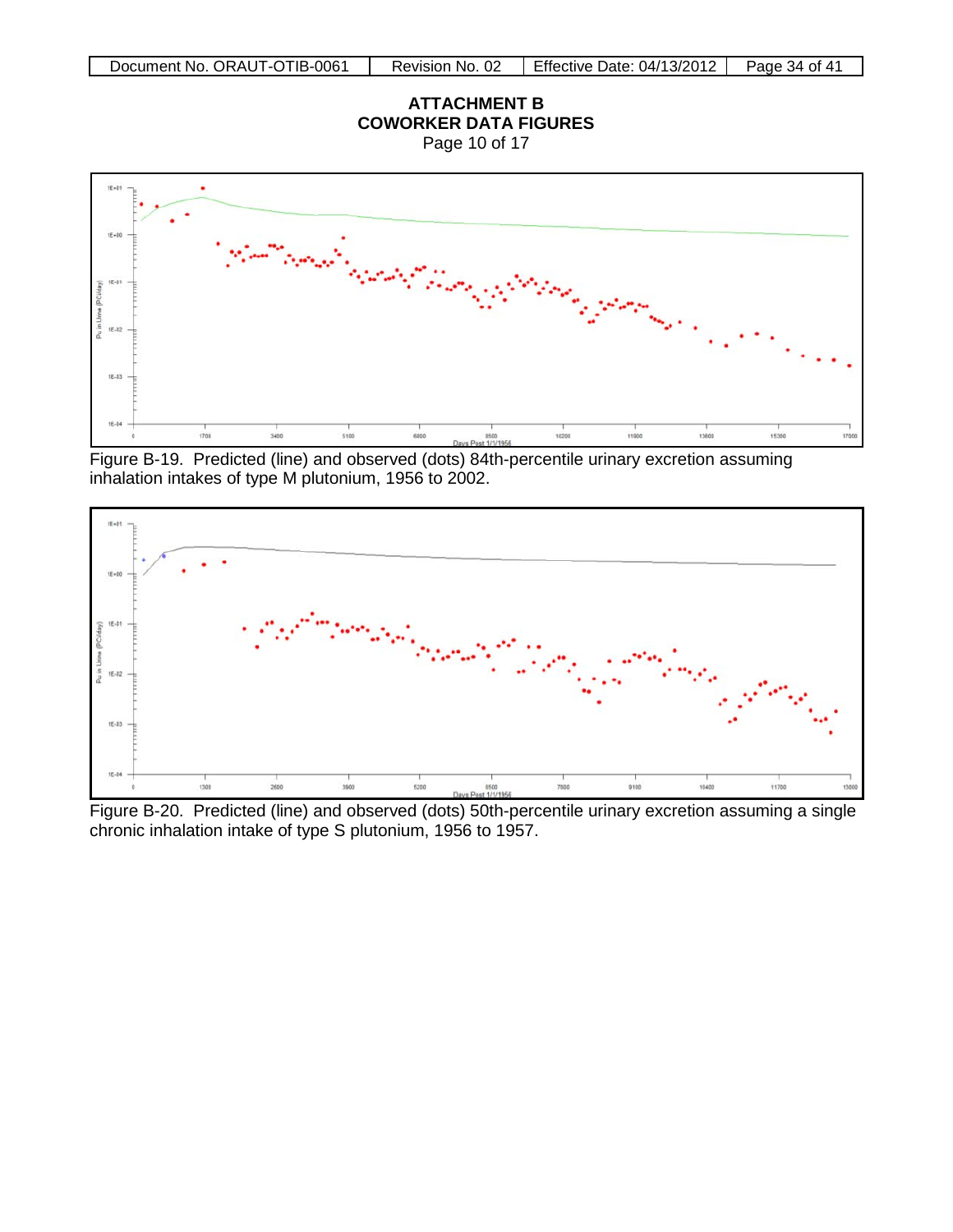**ATTACHMENT B**
**COWORKER DATA FIGURES**
Page 10 of 17

Figure B-19. Predicted (line) and observed (dots) 84th-percentile urinary excretion assuming inhalation intakes of type M plutonium, 1956 to 2002.

Figure B-20. Predicted (line) and observed (dots) 50th-percentile urinary excretion assuming a single chronic inhalation intake of type S plutonium, 1956 to 1957.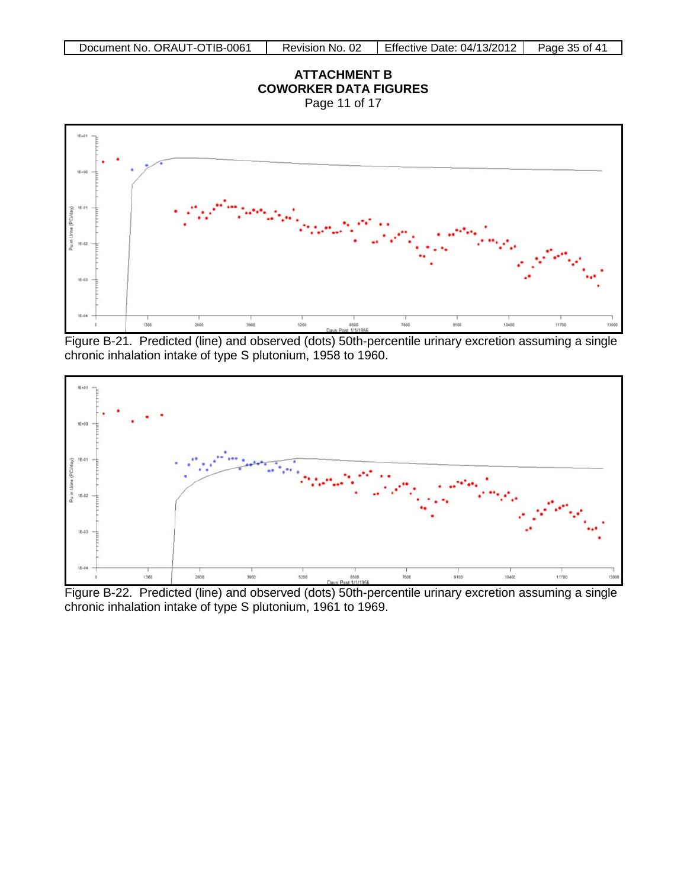**ATTACHMENT B**
**COWORKER DATA FIGURES**
Page 11 of 17

Figure B-21. Predicted (line) and observed (dots) 50th-percentile urinary excretion assuming a single chronic inhalation intake of type S plutonium, 1958 to 1960.

Figure B-22. Predicted (line) and observed (dots) 50th-percentile urinary excretion assuming a single chronic inhalation intake of type S plutonium, 1961 to 1969.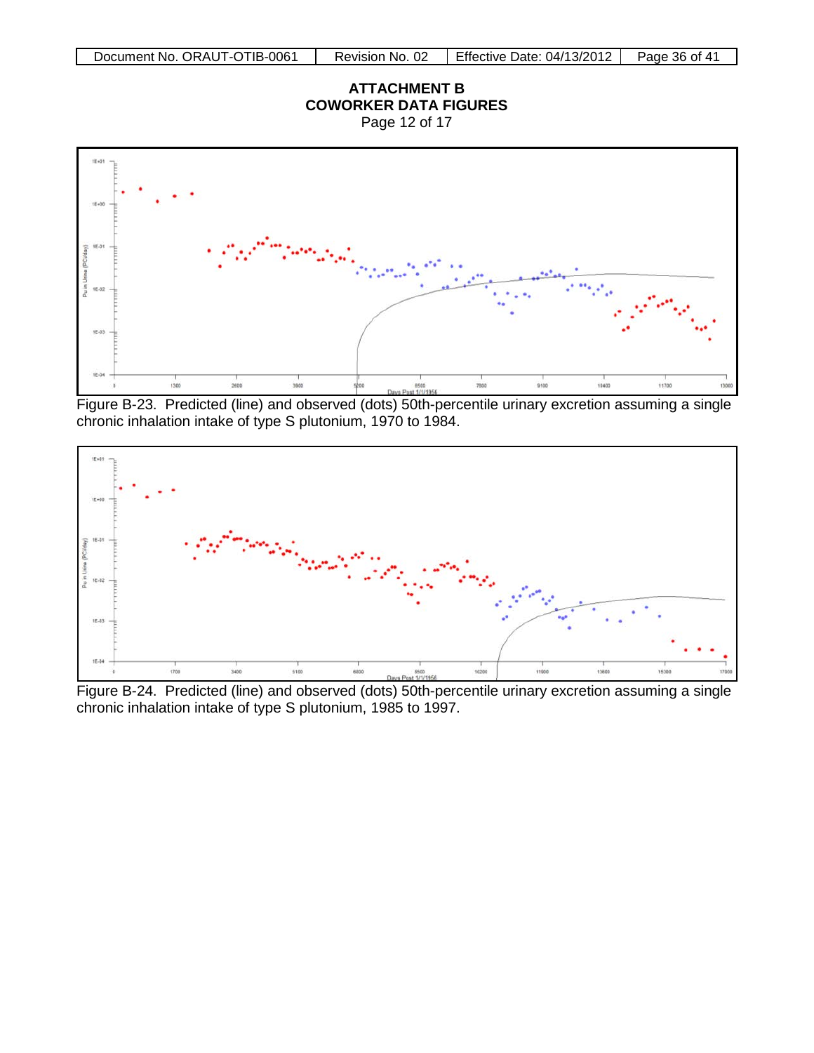**ATTACHMENT B**
**COWORKER DATA FIGURES**
Page 12 of 17

Figure B-23. Predicted (line) and observed (dots) 50th-percentile urinary excretion assuming a single chronic inhalation intake of type S plutonium, 1970 to 1984.

Figure B-24. Predicted (line) and observed (dots) 50th-percentile urinary excretion assuming a single chronic inhalation intake of type S plutonium, 1985 to 1997.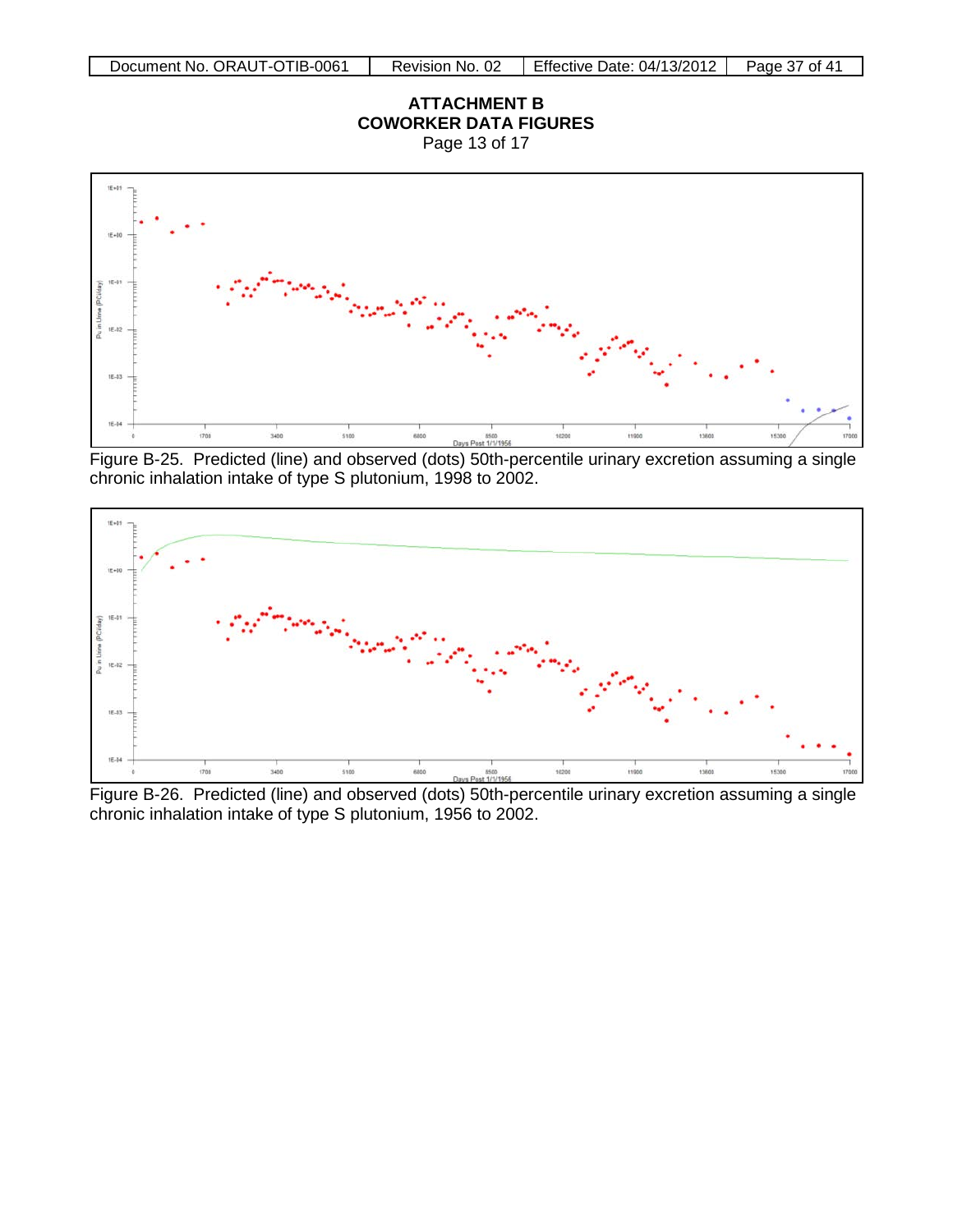## ATTACHMENT B
## COWORKER DATA FIGURES

Page 13 of 17

Figure B-25. Predicted (line) and observed (dots) 50th-percentile urinary excretion assuming a single chronic inhalation intake of type S plutonium, 1998 to 2002.

Figure B-26. Predicted (line) and observed (dots) 50th-percentile urinary excretion assuming a single chronic inhalation intake of type S plutonium, 1956 to 2002.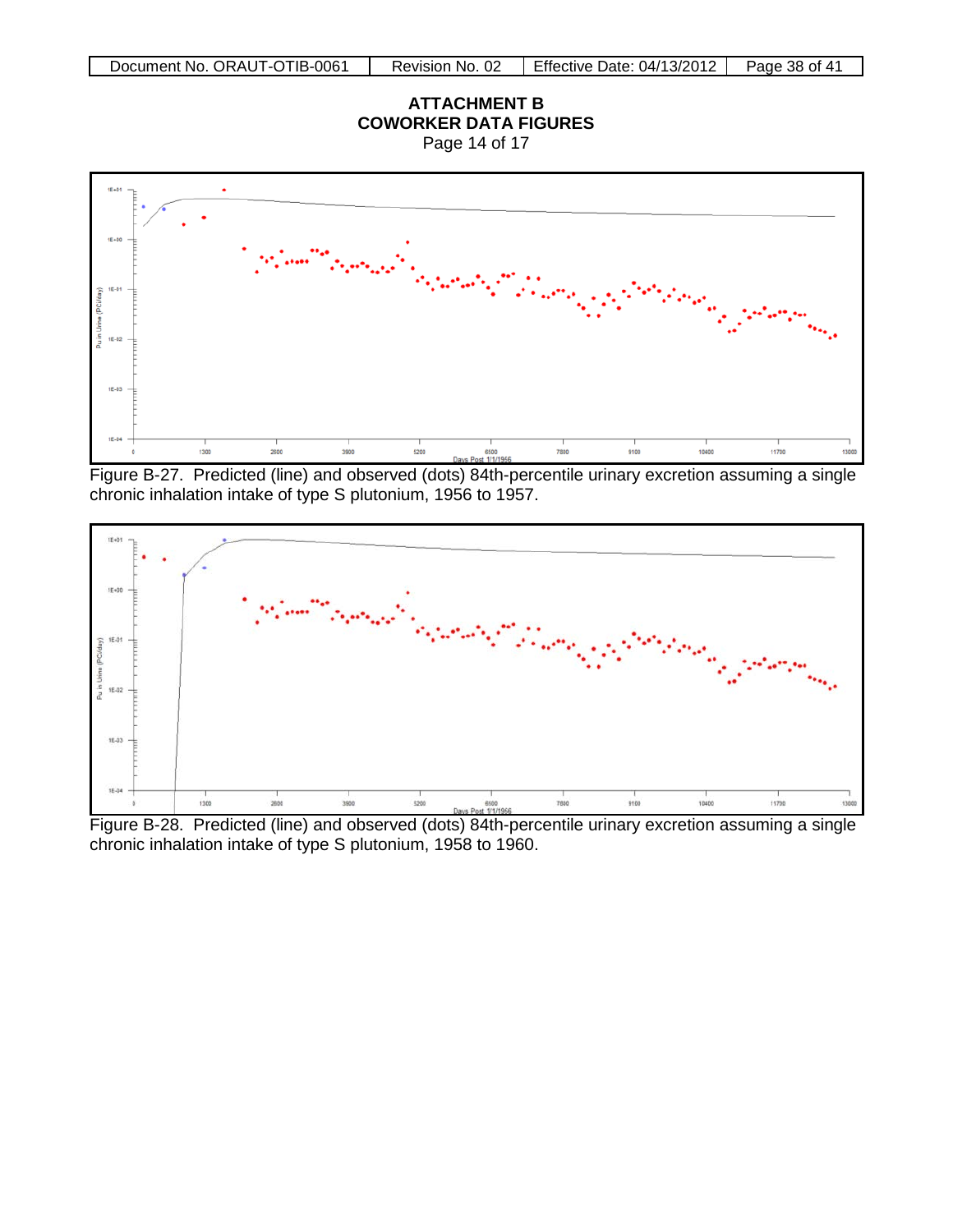# ATTACHMENT B
# COWORKER DATA FIGURES
Page 14 of 17

Figure B-27. Predicted (line) and observed (dots) 84th-percentile urinary excretion assuming a single chronic inhalation intake of type S plutonium, 1956 to 1957.

Figure B-28. Predicted (line) and observed (dots) 84th-percentile urinary excretion assuming a single chronic inhalation intake of type S plutonium, 1958 to 1960.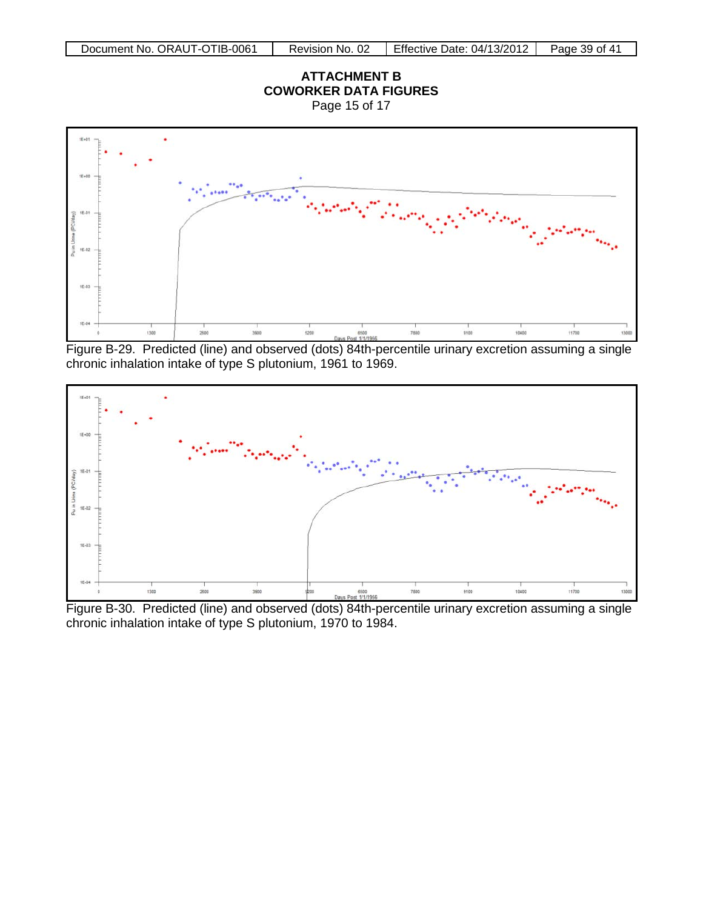## ATTACHMENT B
## COWORKER DATA FIGURES

Page 15 of 17

Figure B-29. Predicted (line) and observed (dots) 84th-percentile urinary excretion assuming a single chronic inhalation intake of type S plutonium, 1961 to 1969.

Figure B-30. Predicted (line) and observed (dots) 84th-percentile urinary excretion assuming a single chronic inhalation intake of type S plutonium, 1970 to 1984.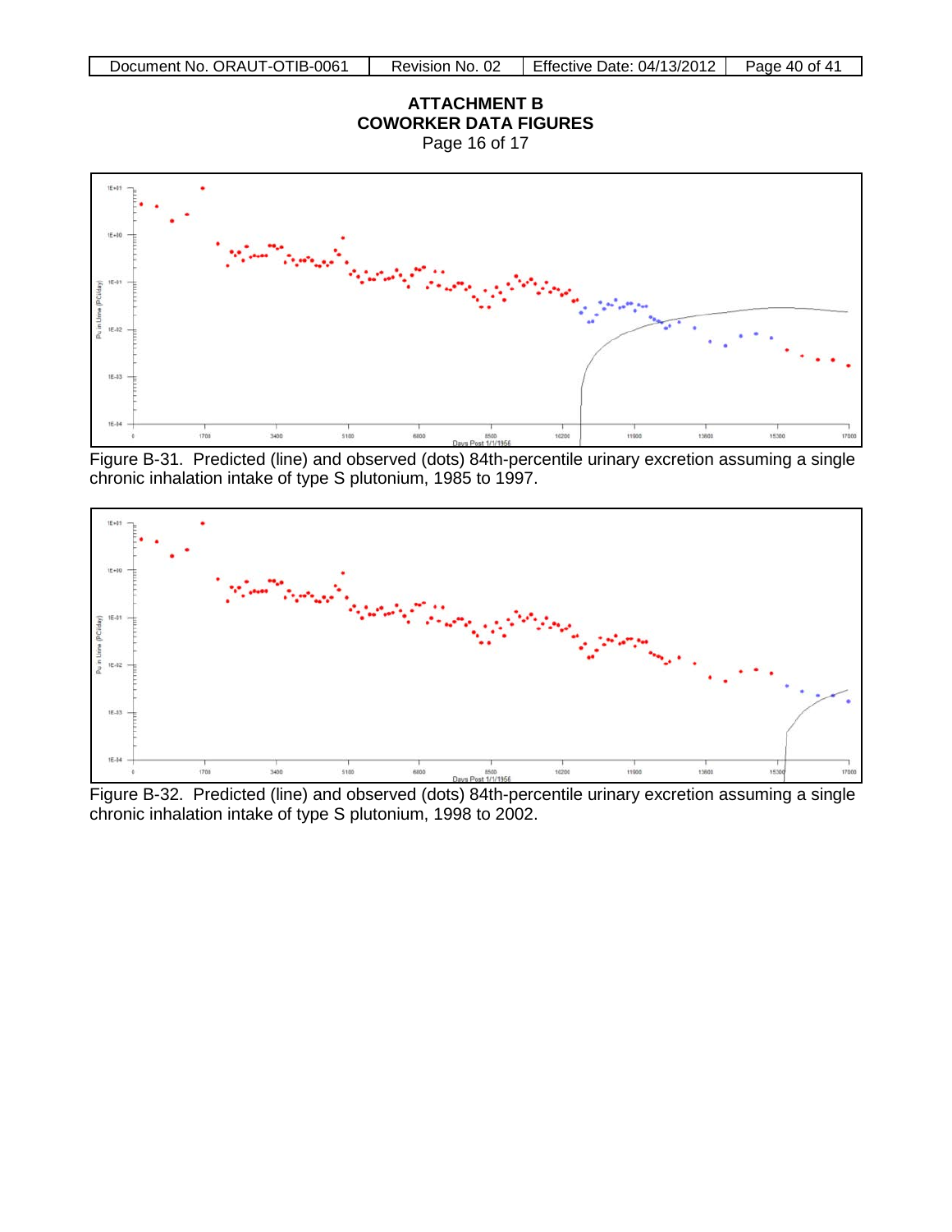# ATTACHMENT B
## COWORKER DATA FIGURES
Page 16 of 17

Figure B-31. Predicted (line) and observed (dots) 84th-percentile urinary excretion assuming a single chronic inhalation intake of type S plutonium, 1985 to 1997.

Figure B-32. Predicted (line) and observed (dots) 84th-percentile urinary excretion assuming a single chronic inhalation intake of type S plutonium, 1998 to 2002.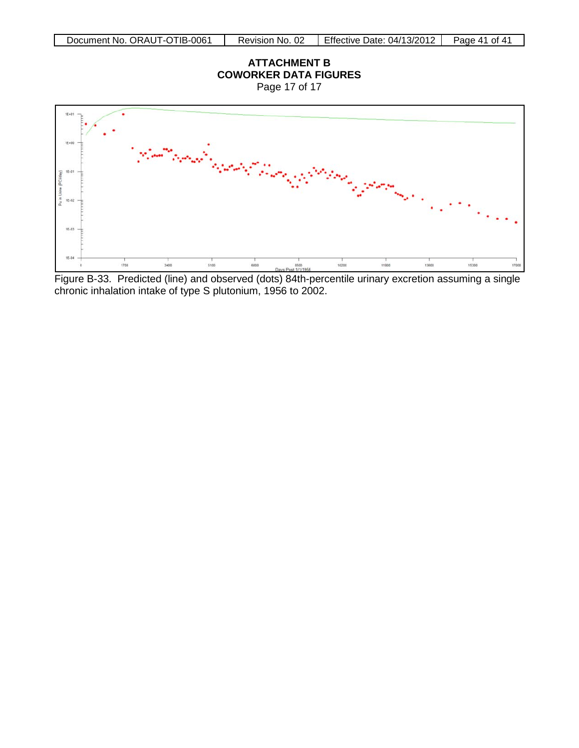**ATTACHMENT B**
**COWORKER DATA FIGURES**
Page 17 of 17

1E+01

1E+00

1E-01

1E-02

1E-03

1E-04

Pu in Urine (PCi/day)

0

1700

3400

5100

6800

8500

10200

11900

13600

15300

17000

Days Post 1/1/1956

Figure B-33. Predicted (line) and observed (dots) 84th-percentile urinary excretion assuming a single chronic inhalation intake of type S plutonium, 1956 to 2002.